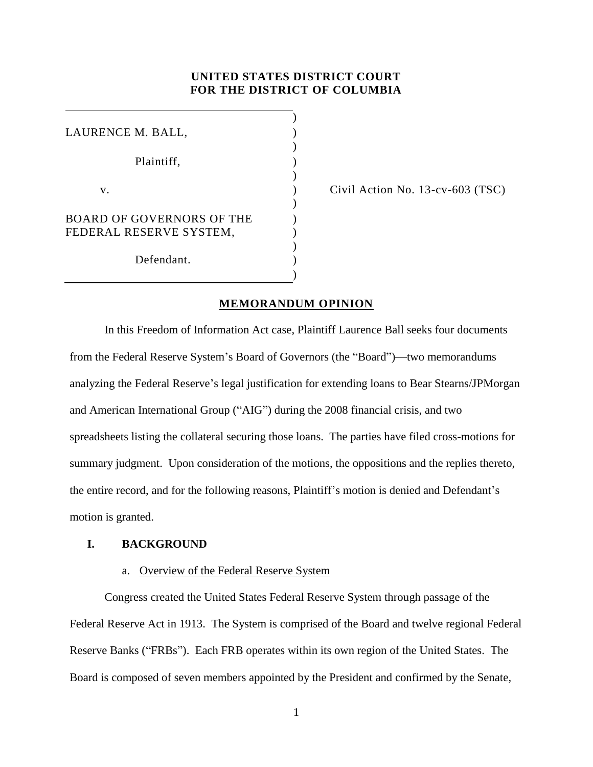**UNITED STATES DISTRICT COURT**
**FOR THE DISTRICT OF COLUMBIA**

LAURENCE M. BALL,

Plaintiff,

v.

BOARD OF GOVERNORS OF THE FEDERAL RESERVE SYSTEM,

Defendant.

Civil Action No. 13-cv-603 (TSC)

## MEMORANDUM OPINION

In this Freedom of Information Act case, Plaintiff Laurence Ball seeks four documents from the Federal Reserve System's Board of Governors (the "Board")—two memorandums analyzing the Federal Reserve's legal justification for extending loans to Bear Stearns/JPMorgan and American International Group ("AIG") during the 2008 financial crisis, and two spreadsheets listing the collateral securing those loans. The parties have filed cross-motions for summary judgment. Upon consideration of the motions, the oppositions and the replies thereto, the entire record, and for the following reasons, Plaintiff's motion is denied and Defendant's motion is granted.

### I. BACKGROUND

#### a. Overview of the Federal Reserve System

Congress created the United States Federal Reserve System through passage of the Federal Reserve Act in 1913. The System is comprised of the Board and twelve regional Federal Reserve Banks ("FRBs"). Each FRB operates within its own region of the United States. The Board is composed of seven members appointed by the President and confirmed by the Senate,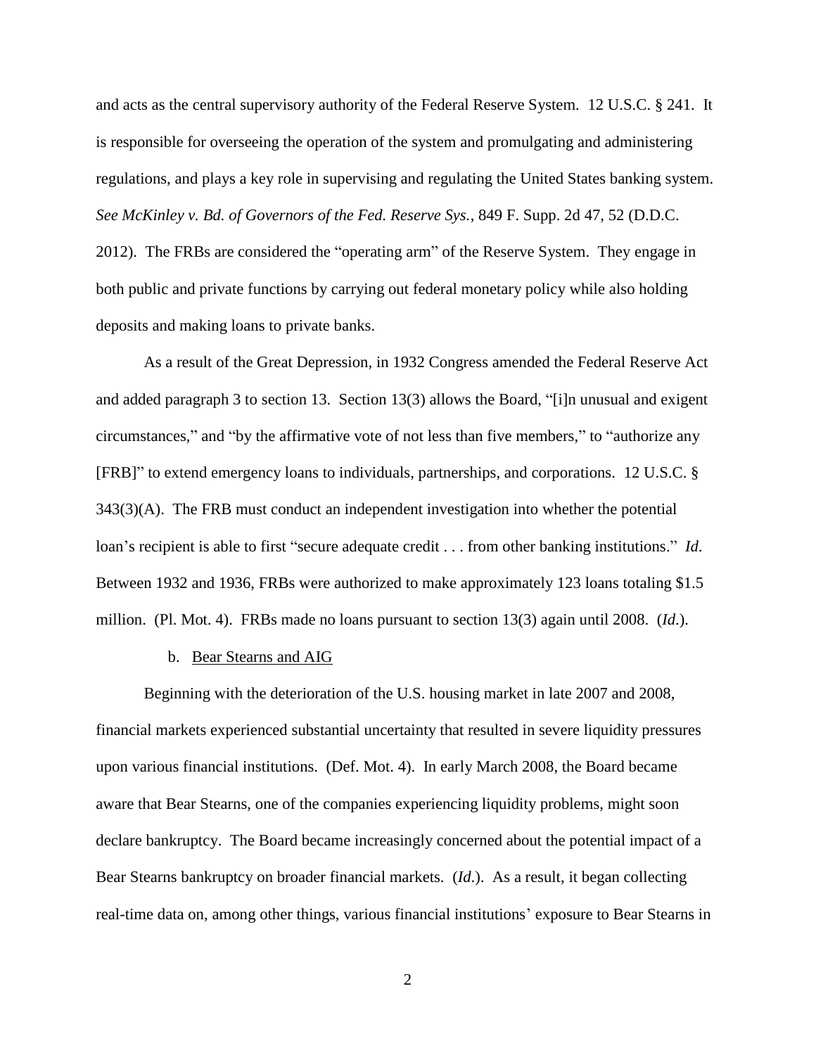and acts as the central supervisory authority of the Federal Reserve System. 12 U.S.C. § 241. It is responsible for overseeing the operation of the system and promulgating and administering regulations, and plays a key role in supervising and regulating the United States banking system. *See McKinley v. Bd. of Governors of the Fed. Reserve Sys.*, 849 F. Supp. 2d 47, 52 (D.D.C. 2012). The FRBs are considered the "operating arm" of the Reserve System. They engage in both public and private functions by carrying out federal monetary policy while also holding deposits and making loans to private banks.

As a result of the Great Depression, in 1932 Congress amended the Federal Reserve Act and added paragraph 3 to section 13. Section 13(3) allows the Board, "[i]n unusual and exigent circumstances," and "by the affirmative vote of not less than five members," to "authorize any [FRB]" to extend emergency loans to individuals, partnerships, and corporations. 12 U.S.C. § 343(3)(A). The FRB must conduct an independent investigation into whether the potential loan's recipient is able to first "secure adequate credit . . . from other banking institutions." *Id.* Between 1932 and 1936, FRBs were authorized to make approximately 123 loans totaling $1.5 million. (Pl. Mot. 4). FRBs made no loans pursuant to section 13(3) again until 2008. (*Id.*).

b. Bear Stearns and AIG

Beginning with the deterioration of the U.S. housing market in late 2007 and 2008, financial markets experienced substantial uncertainty that resulted in severe liquidity pressures upon various financial institutions. (Def. Mot. 4). In early March 2008, the Board became aware that Bear Stearns, one of the companies experiencing liquidity problems, might soon declare bankruptcy. The Board became increasingly concerned about the potential impact of a Bear Stearns bankruptcy on broader financial markets. (*Id.*). As a result, it began collecting real-time data on, among other things, various financial institutions' exposure to Bear Stearns in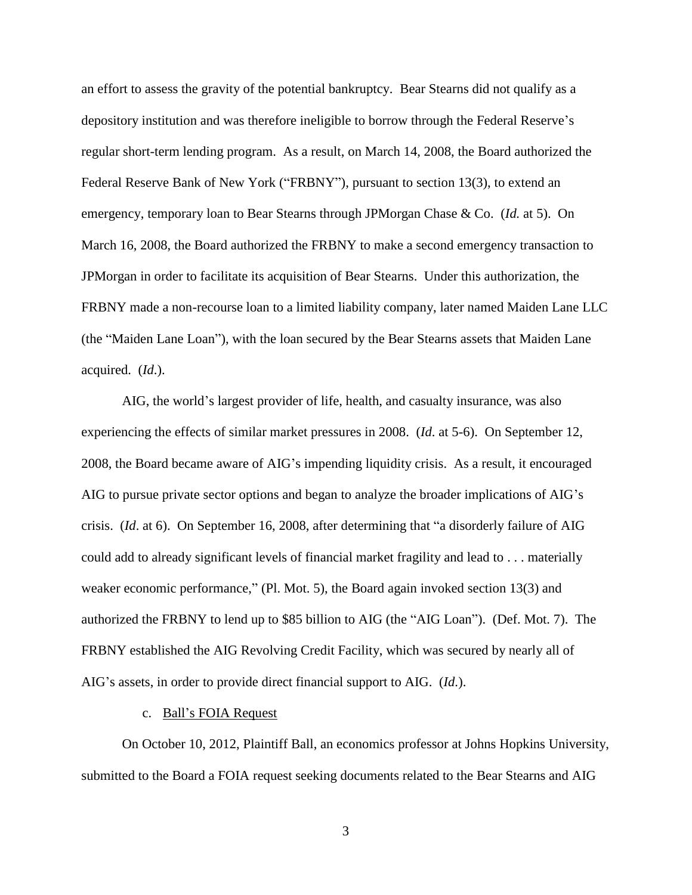an effort to assess the gravity of the potential bankruptcy. Bear Stearns did not qualify as a depository institution and was therefore ineligible to borrow through the Federal Reserve's regular short-term lending program. As a result, on March 14, 2008, the Board authorized the Federal Reserve Bank of New York ("FRBNY"), pursuant to section 13(3), to extend an emergency, temporary loan to Bear Stearns through JPMorgan Chase & Co. (*Id.* at 5). On March 16, 2008, the Board authorized the FRBNY to make a second emergency transaction to JPMorgan in order to facilitate its acquisition of Bear Stearns. Under this authorization, the FRBNY made a non-recourse loan to a limited liability company, later named Maiden Lane LLC (the "Maiden Lane Loan"), with the loan secured by the Bear Stearns assets that Maiden Lane acquired. (*Id.*).

AIG, the world's largest provider of life, health, and casualty insurance, was also experiencing the effects of similar market pressures in 2008. (*Id*. at 5-6). On September 12, 2008, the Board became aware of AIG's impending liquidity crisis. As a result, it encouraged AIG to pursue private sector options and began to analyze the broader implications of AIG's crisis. (*Id*. at 6). On September 16, 2008, after determining that "a disorderly failure of AIG could add to already significant levels of financial market fragility and lead to . . . materially weaker economic performance," (Pl. Mot. 5), the Board again invoked section 13(3) and authorized the FRBNY to lend up to $85 billion to AIG (the "AIG Loan"). (Def. Mot. 7). The FRBNY established the AIG Revolving Credit Facility, which was secured by nearly all of AIG's assets, in order to provide direct financial support to AIG. (*Id*.).

c. Ball's FOIA Request

On October 10, 2012, Plaintiff Ball, an economics professor at Johns Hopkins University, submitted to the Board a FOIA request seeking documents related to the Bear Stearns and AIG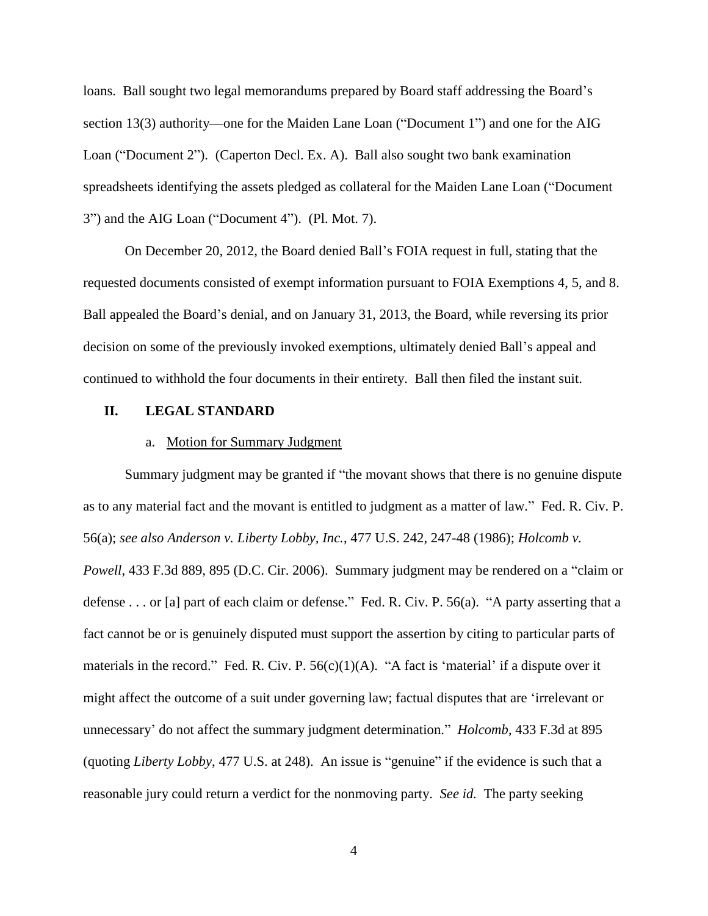loans. Ball sought two legal memorandums prepared by Board staff addressing the Board's section 13(3) authority—one for the Maiden Lane Loan ("Document 1") and one for the AIG Loan ("Document 2"). (Caperton Decl. Ex. A). Ball also sought two bank examination spreadsheets identifying the assets pledged as collateral for the Maiden Lane Loan ("Document 3") and the AIG Loan ("Document 4"). (Pl. Mot. 7).

On December 20, 2012, the Board denied Ball's FOIA request in full, stating that the requested documents consisted of exempt information pursuant to FOIA Exemptions 4, 5, and 8. Ball appealed the Board's denial, and on January 31, 2013, the Board, while reversing its prior decision on some of the previously invoked exemptions, ultimately denied Ball's appeal and continued to withhold the four documents in their entirety. Ball then filed the instant suit.

## II. LEGAL STANDARD

### a. Motion for Summary Judgment

Summary judgment may be granted if "the movant shows that there is no genuine dispute as to any material fact and the movant is entitled to judgment as a matter of law." Fed. R. Civ. P. 56(a); *see also Anderson v. Liberty Lobby, Inc.*, 477 U.S. 242, 247-48 (1986); *Holcomb v. Powell*, 433 F.3d 889, 895 (D.C. Cir. 2006). Summary judgment may be rendered on a "claim or defense . . . or [a] part of each claim or defense." Fed. R. Civ. P. 56(a). "A party asserting that a fact cannot be or is genuinely disputed must support the assertion by citing to particular parts of materials in the record." Fed. R. Civ. P. 56(c)(1)(A). "A fact is 'material' if a dispute over it might affect the outcome of a suit under governing law; factual disputes that are 'irrelevant or unnecessary' do not affect the summary judgment determination." *Holcomb*, 433 F.3d at 895 (quoting *Liberty Lobby*, 477 U.S. at 248). An issue is "genuine" if the evidence is such that a reasonable jury could return a verdict for the nonmoving party. *See id.* The party seeking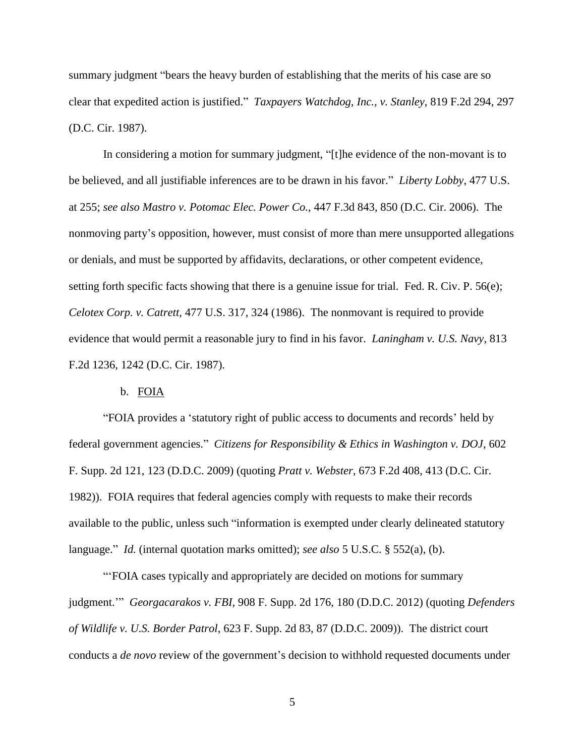summary judgment "bears the heavy burden of establishing that the merits of his case are so clear that expedited action is justified." *Taxpayers Watchdog, Inc., v. Stanley*, 819 F.2d 294, 297 (D.C. Cir. 1987).

In considering a motion for summary judgment, "[t]he evidence of the non-movant is to be believed, and all justifiable inferences are to be drawn in his favor." *Liberty Lobby*, 477 U.S. at 255; *see also Mastro v. Potomac Elec. Power Co.*, 447 F.3d 843, 850 (D.C. Cir. 2006). The nonmoving party's opposition, however, must consist of more than mere unsupported allegations or denials, and must be supported by affidavits, declarations, or other competent evidence, setting forth specific facts showing that there is a genuine issue for trial. Fed. R. Civ. P. 56(e); *Celotex Corp. v. Catrett*, 477 U.S. 317, 324 (1986). The nonmovant is required to provide evidence that would permit a reasonable jury to find in his favor. *Laningham v. U.S. Navy*, 813 F.2d 1236, 1242 (D.C. Cir. 1987).

b. FOIA

"FOIA provides a 'statutory right of public access to documents and records' held by federal government agencies." *Citizens for Responsibility & Ethics in Washington v. DOJ*, 602 F. Supp. 2d 121, 123 (D.D.C. 2009) (quoting *Pratt v. Webster*, 673 F.2d 408, 413 (D.C. Cir. 1982)). FOIA requires that federal agencies comply with requests to make their records available to the public, unless such "information is exempted under clearly delineated statutory language." *Id.* (internal quotation marks omitted); *see also* 5 U.S.C. § 552(a), (b).

"'FOIA cases typically and appropriately are decided on motions for summary judgment.'" *Georgacarakos v. FBI*, 908 F. Supp. 2d 176, 180 (D.D.C. 2012) (quoting *Defenders of Wildlife v. U.S. Border Patrol*, 623 F. Supp. 2d 83, 87 (D.D.C. 2009)). The district court conducts a *de novo* review of the government's decision to withhold requested documents under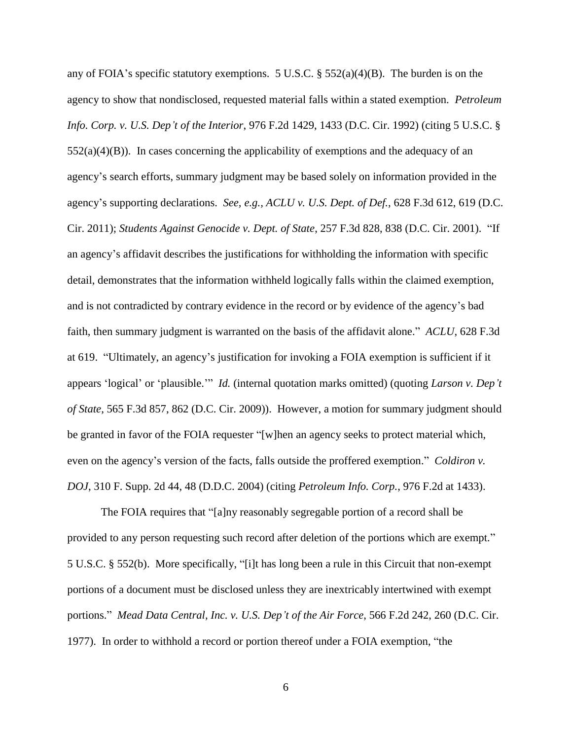any of FOIA's specific statutory exemptions. 5 U.S.C. § 552(a)(4)(B). The burden is on the agency to show that nondisclosed, requested material falls within a stated exemption. *Petroleum Info. Corp. v. U.S. Dep't of the Interior*, 976 F.2d 1429, 1433 (D.C. Cir. 1992) (citing 5 U.S.C. § 552(a)(4)(B)). In cases concerning the applicability of exemptions and the adequacy of an agency's search efforts, summary judgment may be based solely on information provided in the agency's supporting declarations. *See, e.g.*, *ACLU v. U.S. Dept. of Def.*, 628 F.3d 612, 619 (D.C. Cir. 2011); *Students Against Genocide v. Dept. of State*, 257 F.3d 828, 838 (D.C. Cir. 2001). "If an agency's affidavit describes the justifications for withholding the information with specific detail, demonstrates that the information withheld logically falls within the claimed exemption, and is not contradicted by contrary evidence in the record or by evidence of the agency's bad faith, then summary judgment is warranted on the basis of the affidavit alone." *ACLU*, 628 F.3d at 619. "Ultimately, an agency's justification for invoking a FOIA exemption is sufficient if it appears 'logical' or 'plausible.'" *Id.* (internal quotation marks omitted) (quoting *Larson v. Dep't of State*, 565 F.3d 857, 862 (D.C. Cir. 2009)). However, a motion for summary judgment should be granted in favor of the FOIA requester "[w]hen an agency seeks to protect material which, even on the agency's version of the facts, falls outside the proffered exemption." *Coldiron v. DOJ*, 310 F. Supp. 2d 44, 48 (D.D.C. 2004) (citing *Petroleum Info. Corp.*, 976 F.2d at 1433).

The FOIA requires that "[a]ny reasonably segregable portion of a record shall be provided to any person requesting such record after deletion of the portions which are exempt." 5 U.S.C. § 552(b). More specifically, "[i]t has long been a rule in this Circuit that non-exempt portions of a document must be disclosed unless they are inextricably intertwined with exempt portions." *Mead Data Central, Inc. v. U.S. Dep't of the Air Force*, 566 F.2d 242, 260 (D.C. Cir. 1977). In order to withhold a record or portion thereof under a FOIA exemption, "the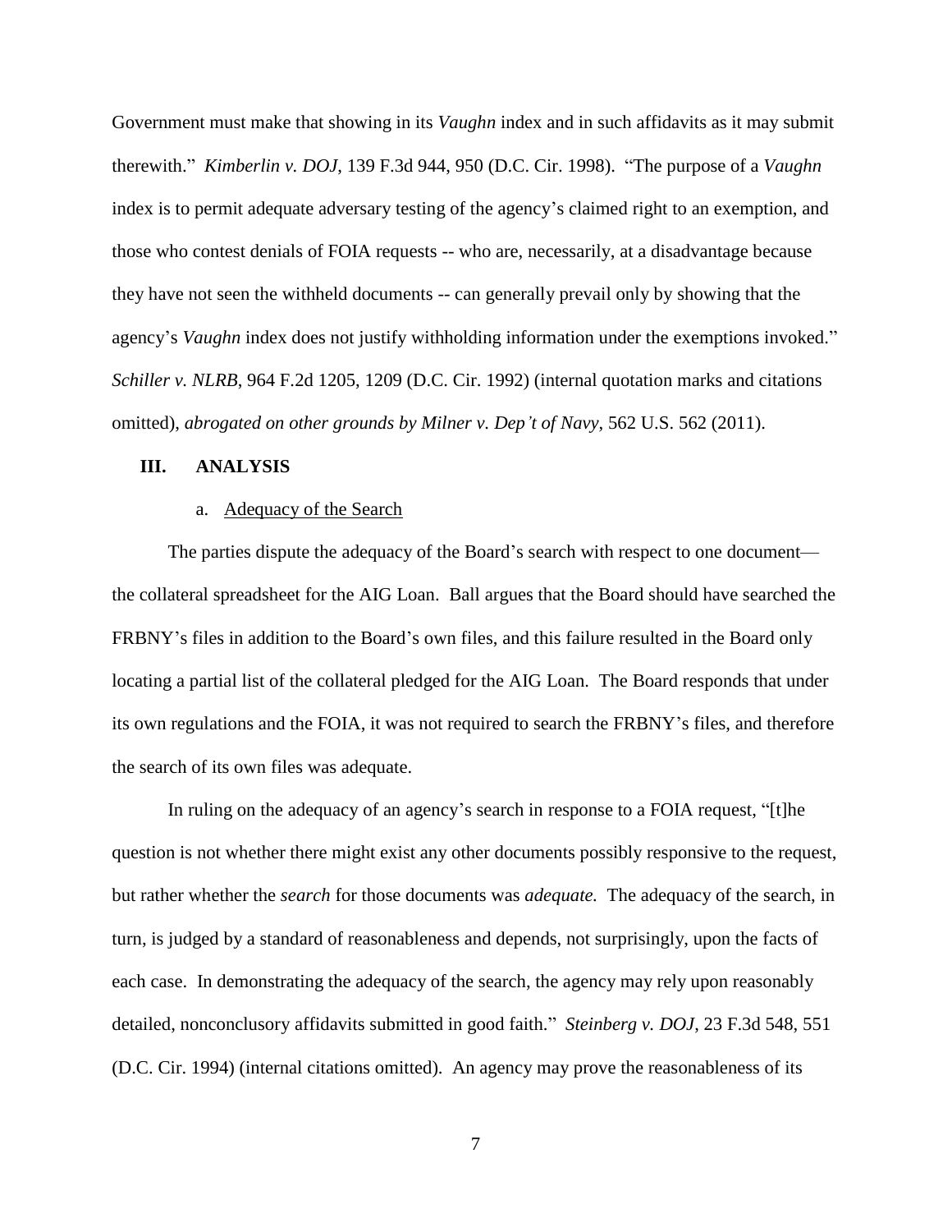Government must make that showing in its *Vaughn* index and in such affidavits as it may submit therewith." *Kimberlin v. DOJ*, 139 F.3d 944, 950 (D.C. Cir. 1998). "The purpose of a *Vaughn* index is to permit adequate adversary testing of the agency's claimed right to an exemption, and those who contest denials of FOIA requests -- who are, necessarily, at a disadvantage because they have not seen the withheld documents -- can generally prevail only by showing that the agency's *Vaughn* index does not justify withholding information under the exemptions invoked." *Schiller v. NLRB*, 964 F.2d 1205, 1209 (D.C. Cir. 1992) (internal quotation marks and citations omitted), *abrogated on other grounds by Milner v. Dep't of Navy*, 562 U.S. 562 (2011).

## III. ANALYSIS

### a. Adequacy of the Search

The parties dispute the adequacy of the Board's search with respect to one document—the collateral spreadsheet for the AIG Loan. Ball argues that the Board should have searched the FRBNY's files in addition to the Board's own files, and this failure resulted in the Board only locating a partial list of the collateral pledged for the AIG Loan. The Board responds that under its own regulations and the FOIA, it was not required to search the FRBNY's files, and therefore the search of its own files was adequate.

In ruling on the adequacy of an agency's search in response to a FOIA request, "[t]he question is not whether there might exist any other documents possibly responsive to the request, but rather whether the *search* for those documents was *adequate.* The adequacy of the search, in turn, is judged by a standard of reasonableness and depends, not surprisingly, upon the facts of each case. In demonstrating the adequacy of the search, the agency may rely upon reasonably detailed, nonconclusory affidavits submitted in good faith." *Steinberg v. DOJ*, 23 F.3d 548, 551 (D.C. Cir. 1994) (internal citations omitted). An agency may prove the reasonableness of its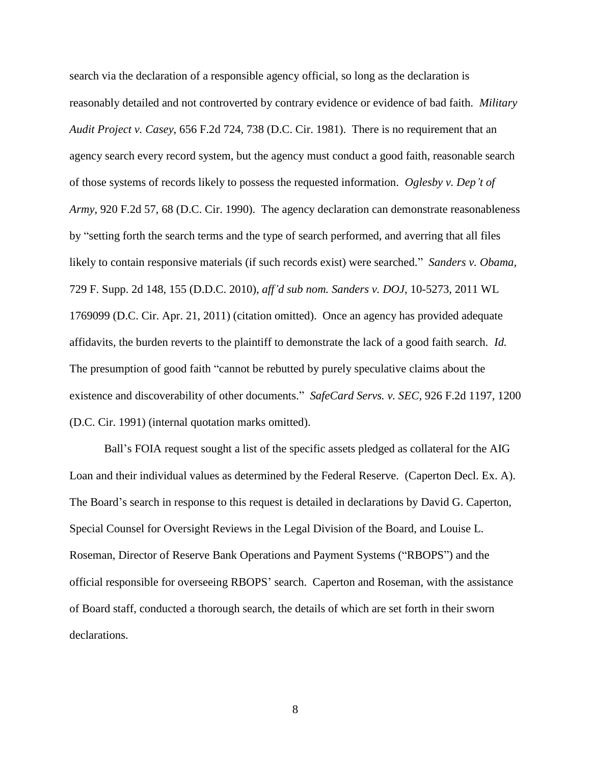search via the declaration of a responsible agency official, so long as the declaration is reasonably detailed and not controverted by contrary evidence or evidence of bad faith. *Military Audit Project v. Casey*, 656 F.2d 724, 738 (D.C. Cir. 1981). There is no requirement that an agency search every record system, but the agency must conduct a good faith, reasonable search of those systems of records likely to possess the requested information. *Oglesby v. Dep't of Army*, 920 F.2d 57, 68 (D.C. Cir. 1990). The agency declaration can demonstrate reasonableness by "setting forth the search terms and the type of search performed, and averring that all files likely to contain responsive materials (if such records exist) were searched." *Sanders v. Obama*, 729 F. Supp. 2d 148, 155 (D.D.C. 2010), *aff'd sub nom. Sanders v. DOJ*, 10-5273, 2011 WL 1769099 (D.C. Cir. Apr. 21, 2011) (citation omitted). Once an agency has provided adequate affidavits, the burden reverts to the plaintiff to demonstrate the lack of a good faith search. *Id.* The presumption of good faith "cannot be rebutted by purely speculative claims about the existence and discoverability of other documents." *SafeCard Servs. v. SEC*, 926 F.2d 1197, 1200 (D.C. Cir. 1991) (internal quotation marks omitted).

Ball's FOIA request sought a list of the specific assets pledged as collateral for the AIG Loan and their individual values as determined by the Federal Reserve. (Caperton Decl. Ex. A). The Board's search in response to this request is detailed in declarations by David G. Caperton, Special Counsel for Oversight Reviews in the Legal Division of the Board, and Louise L. Roseman, Director of Reserve Bank Operations and Payment Systems ("RBOPS") and the official responsible for overseeing RBOPS' search. Caperton and Roseman, with the assistance of Board staff, conducted a thorough search, the details of which are set forth in their sworn declarations.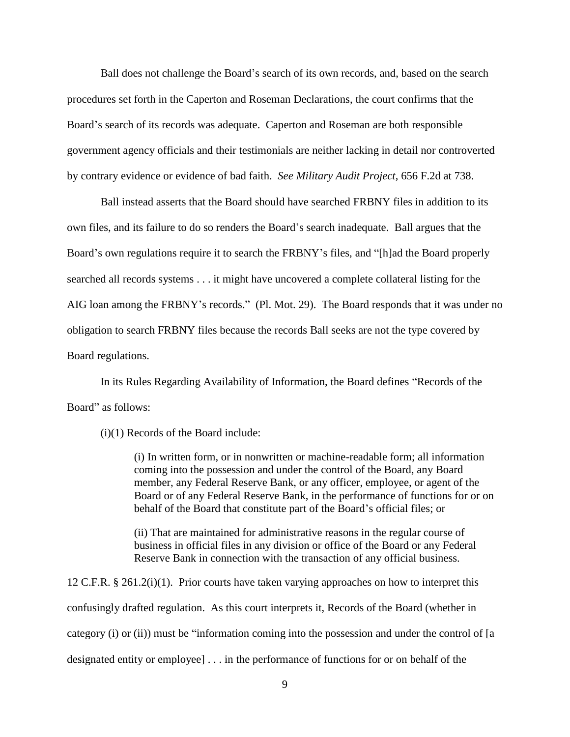Ball does not challenge the Board's search of its own records, and, based on the search procedures set forth in the Caperton and Roseman Declarations, the court confirms that the Board's search of its records was adequate. Caperton and Roseman are both responsible government agency officials and their testimonials are neither lacking in detail nor controverted by contrary evidence or evidence of bad faith. *See Military Audit Project*, 656 F.2d at 738.

Ball instead asserts that the Board should have searched FRBNY files in addition to its own files, and its failure to do so renders the Board's search inadequate. Ball argues that the Board's own regulations require it to search the FRBNY's files, and "[h]ad the Board properly searched all records systems . . . it might have uncovered a complete collateral listing for the AIG loan among the FRBNY's records." (Pl. Mot. 29). The Board responds that it was under no obligation to search FRBNY files because the records Ball seeks are not the type covered by Board regulations.

In its Rules Regarding Availability of Information, the Board defines "Records of the Board" as follows:

> (i)(1) Records of the Board include:
>
> > (i) In written form, or in nonwritten or machine-readable form; all information coming into the possession and under the control of the Board, any Board member, any Federal Reserve Bank, or any officer, employee, or agent of the Board or of any Federal Reserve Bank, in the performance of functions for or on behalf of the Board that constitute part of the Board's official files; or
> >
> > (ii) That are maintained for administrative reasons in the regular course of business in official files in any division or office of the Board or any Federal Reserve Bank in connection with the transaction of any official business.

12 C.F.R. § 261.2(i)(1). Prior courts have taken varying approaches on how to interpret this confusingly drafted regulation. As this court interprets it, Records of the Board (whether in category (i) or (ii)) must be "information coming into the possession and under the control of [a designated entity or employee] . . . in the performance of functions for or on behalf of the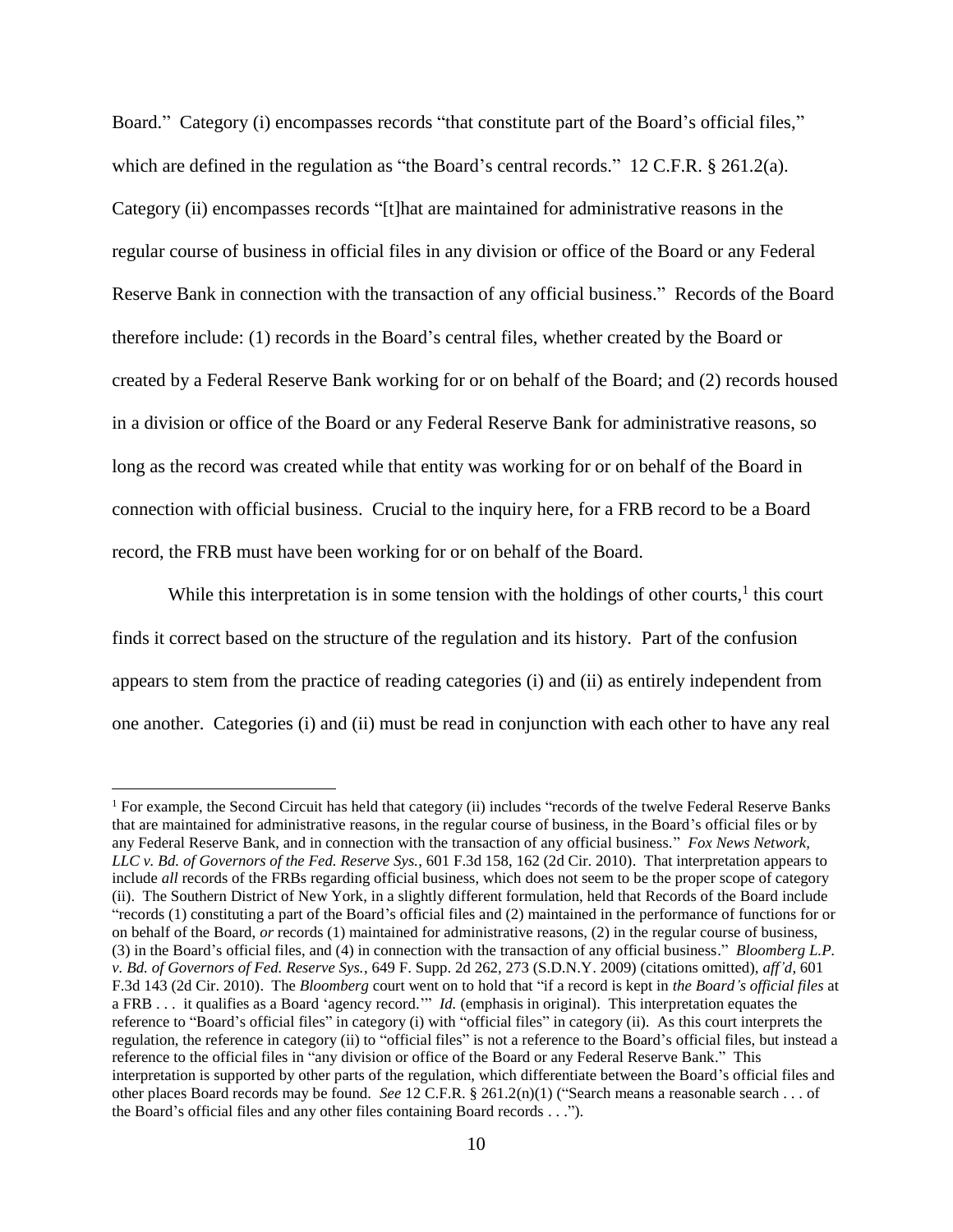Board." Category (i) encompasses records "that constitute part of the Board's official files," which are defined in the regulation as "the Board's central records." 12 C.F.R. § 261.2(a). Category (ii) encompasses records "[t]hat are maintained for administrative reasons in the regular course of business in official files in any division or office of the Board or any Federal Reserve Bank in connection with the transaction of any official business." Records of the Board therefore include: (1) records in the Board's central files, whether created by the Board or created by a Federal Reserve Bank working for or on behalf of the Board; and (2) records housed in a division or office of the Board or any Federal Reserve Bank for administrative reasons, so long as the record was created while that entity was working for or on behalf of the Board in connection with official business. Crucial to the inquiry here, for a FRB record to be a Board record, the FRB must have been working for or on behalf of the Board.

While this interpretation is in some tension with the holdings of other courts,[1] this court finds it correct based on the structure of the regulation and its history. Part of the confusion appears to stem from the practice of reading categories (i) and (ii) as entirely independent from one another. Categories (i) and (ii) must be read in conjunction with each other to have any real

---

[1] For example, the Second Circuit has held that category (ii) includes "records of the twelve Federal Reserve Banks that are maintained for administrative reasons, in the regular course of business, in the Board's official files or by any Federal Reserve Bank, and in connection with the transaction of any official business." *Fox News Network, LLC v. Bd. of Governors of the Fed. Reserve Sys.*, 601 F.3d 158, 162 (2d Cir. 2010). That interpretation appears to include *all* records of the FRBs regarding official business, which does not seem to be the proper scope of category (ii). The Southern District of New York, in a slightly different formulation, held that Records of the Board include "records (1) constituting a part of the Board's official files and (2) maintained in the performance of functions for or on behalf of the Board, *or* records (1) maintained for administrative reasons, (2) in the regular course of business, (3) in the Board's official files, and (4) in connection with the transaction of any official business." *Bloomberg L.P. v. Bd. of Governors of Fed. Reserve Sys.*, 649 F. Supp. 2d 262, 273 (S.D.N.Y. 2009) (citations omitted), *aff'd*, 601 F.3d 143 (2d Cir. 2010). The *Bloomberg* court went on to hold that "if a record is kept in *the Board's official files* at a FRB . . . it qualifies as a Board 'agency record.'" *Id.* (emphasis in original). This interpretation equates the reference to "Board's official files" in category (i) with "official files" in category (ii). As this court interprets the regulation, the reference in category (ii) to "official files" is not a reference to the Board's official files, but instead a reference to the official files in "any division or office of the Board or any Federal Reserve Bank." This interpretation is supported by other parts of the regulation, which differentiate between the Board's official files and other places Board records may be found. *See* 12 C.F.R. § 261.2(n)(1) ("Search means a reasonable search . . . of the Board's official files and any other files containing Board records . . .").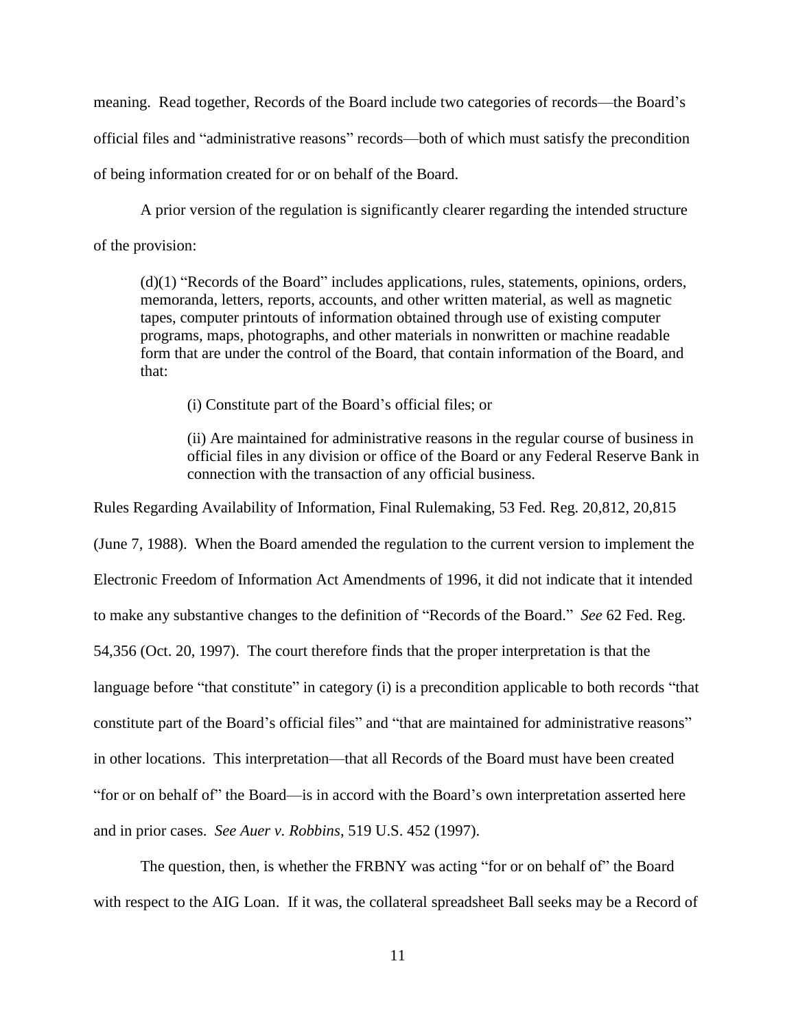meaning. Read together, Records of the Board include two categories of records—the Board's official files and "administrative reasons" records—both of which must satisfy the precondition of being information created for or on behalf of the Board.

A prior version of the regulation is significantly clearer regarding the intended structure of the provision:

> (d)(1) "Records of the Board" includes applications, rules, statements, opinions, orders, memoranda, letters, reports, accounts, and other written material, as well as magnetic tapes, computer printouts of information obtained through use of existing computer programs, maps, photographs, and other materials in nonwritten or machine readable form that are under the control of the Board, that contain information of the Board, and that:
>
> > (i) Constitute part of the Board's official files; or
> >
> > (ii) Are maintained for administrative reasons in the regular course of business in official files in any division or office of the Board or any Federal Reserve Bank in connection with the transaction of any official business.

Rules Regarding Availability of Information, Final Rulemaking, 53 Fed. Reg. 20,812, 20,815 (June 7, 1988). When the Board amended the regulation to the current version to implement the Electronic Freedom of Information Act Amendments of 1996, it did not indicate that it intended to make any substantive changes to the definition of "Records of the Board." *See* 62 Fed. Reg. 54,356 (Oct. 20, 1997). The court therefore finds that the proper interpretation is that the language before "that constitute" in category (i) is a precondition applicable to both records "that constitute part of the Board's official files" and "that are maintained for administrative reasons" in other locations. This interpretation—that all Records of the Board must have been created "for or on behalf of" the Board—is in accord with the Board's own interpretation asserted here and in prior cases. *See Auer v. Robbins*, 519 U.S. 452 (1997).

The question, then, is whether the FRBNY was acting "for or on behalf of" the Board with respect to the AIG Loan. If it was, the collateral spreadsheet Ball seeks may be a Record of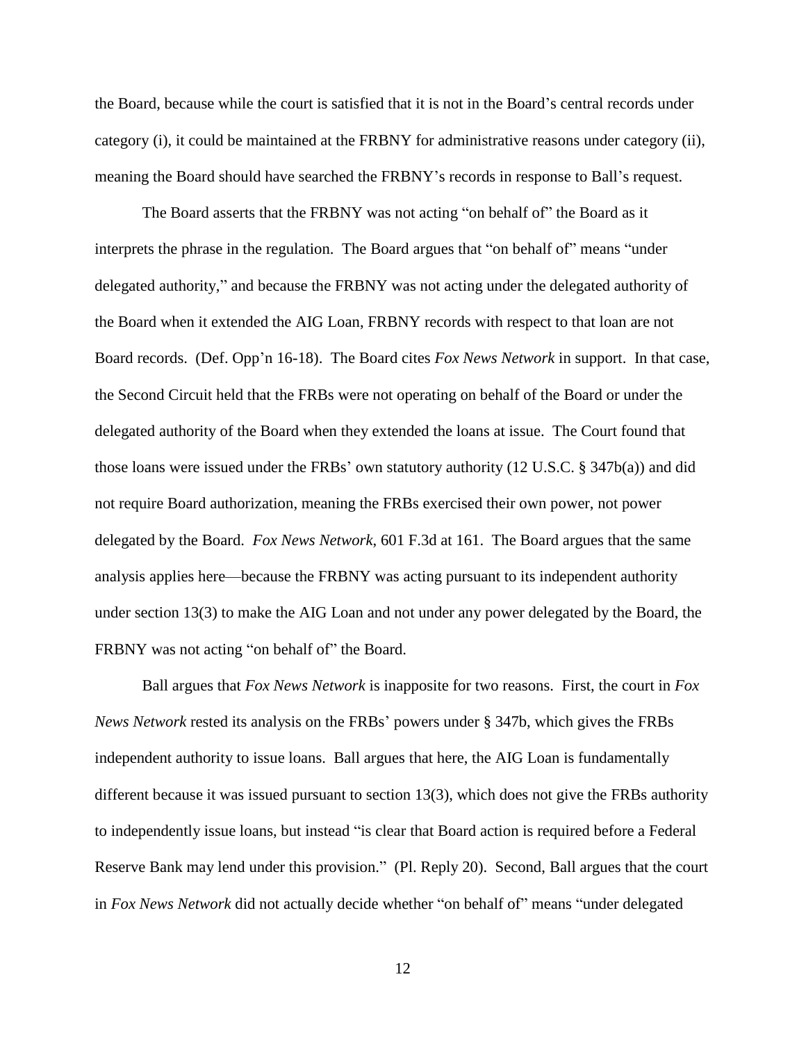the Board, because while the court is satisfied that it is not in the Board's central records under category (i), it could be maintained at the FRBNY for administrative reasons under category (ii), meaning the Board should have searched the FRBNY's records in response to Ball's request.

The Board asserts that the FRBNY was not acting "on behalf of" the Board as it interprets the phrase in the regulation. The Board argues that "on behalf of" means "under delegated authority," and because the FRBNY was not acting under the delegated authority of the Board when it extended the AIG Loan, FRBNY records with respect to that loan are not Board records. (Def. Opp'n 16-18). The Board cites *Fox News Network* in support. In that case, the Second Circuit held that the FRBs were not operating on behalf of the Board or under the delegated authority of the Board when they extended the loans at issue. The Court found that those loans were issued under the FRBs' own statutory authority (12 U.S.C. § 347b(a)) and did not require Board authorization, meaning the FRBs exercised their own power, not power delegated by the Board. *Fox News Network*, 601 F.3d at 161. The Board argues that the same analysis applies here—because the FRBNY was acting pursuant to its independent authority under section 13(3) to make the AIG Loan and not under any power delegated by the Board, the FRBNY was not acting "on behalf of" the Board.

Ball argues that *Fox News Network* is inapposite for two reasons. First, the court in *Fox News Network* rested its analysis on the FRBs' powers under § 347b, which gives the FRBs independent authority to issue loans. Ball argues that here, the AIG Loan is fundamentally different because it was issued pursuant to section 13(3), which does not give the FRBs authority to independently issue loans, but instead "is clear that Board action is required before a Federal Reserve Bank may lend under this provision." (Pl. Reply 20). Second, Ball argues that the court in *Fox News Network* did not actually decide whether "on behalf of" means "under delegated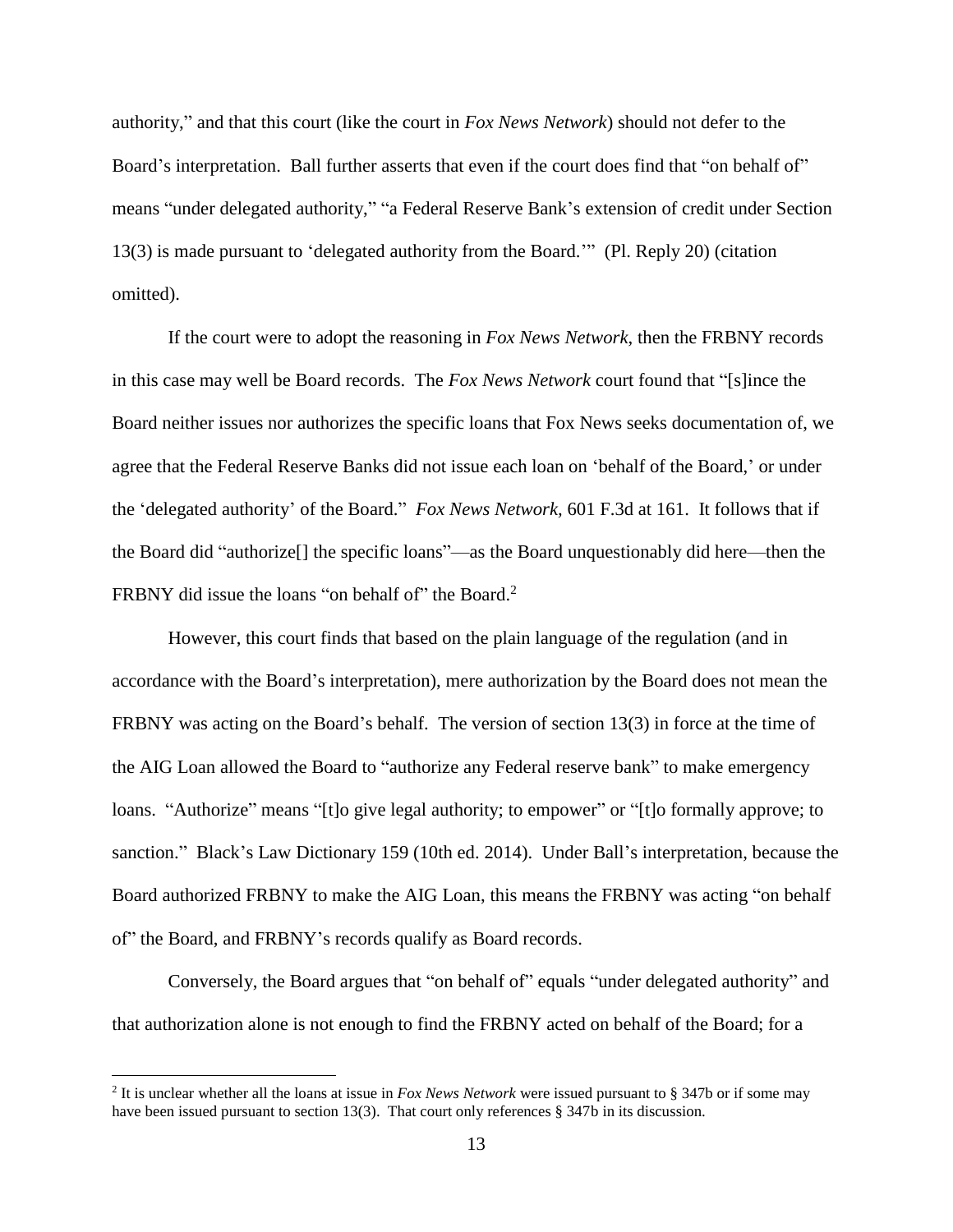authority," and that this court (like the court in *Fox News Network*) should not defer to the Board's interpretation. Ball further asserts that even if the court does find that "on behalf of" means "under delegated authority," "a Federal Reserve Bank's extension of credit under Section 13(3) is made pursuant to 'delegated authority from the Board.'" (Pl. Reply 20) (citation omitted).

If the court were to adopt the reasoning in *Fox News Network*, then the FRBNY records in this case may well be Board records. The *Fox News Network* court found that "[s]ince the Board neither issues nor authorizes the specific loans that Fox News seeks documentation of, we agree that the Federal Reserve Banks did not issue each loan on 'behalf of the Board,' or under the 'delegated authority' of the Board." *Fox News Network*, 601 F.3d at 161. It follows that if the Board did "authorize[] the specific loans"—as the Board unquestionably did here—then the FRBNY did issue the loans "on behalf of" the Board.[2]

However, this court finds that based on the plain language of the regulation (and in accordance with the Board's interpretation), mere authorization by the Board does not mean the FRBNY was acting on the Board's behalf. The version of section 13(3) in force at the time of the AIG Loan allowed the Board to "authorize any Federal reserve bank" to make emergency loans. "Authorize" means "[t]o give legal authority; to empower" or "[t]o formally approve; to sanction." Black's Law Dictionary 159 (10th ed. 2014). Under Ball's interpretation, because the Board authorized FRBNY to make the AIG Loan, this means the FRBNY was acting "on behalf of" the Board, and FRBNY's records qualify as Board records.

Conversely, the Board argues that "on behalf of" equals "under delegated authority" and that authorization alone is not enough to find the FRBNY acted on behalf of the Board; for a

---

[2] It is unclear whether all the loans at issue in *Fox News Network* were issued pursuant to § 347b or if some may have been issued pursuant to section 13(3). That court only references § 347b in its discussion.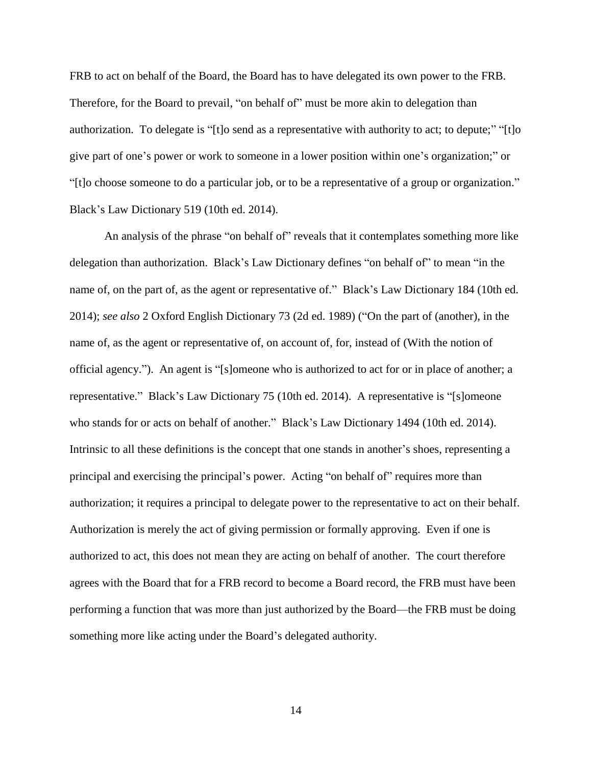FRB to act on behalf of the Board, the Board has to have delegated its own power to the FRB. Therefore, for the Board to prevail, "on behalf of" must be more akin to delegation than authorization. To delegate is "[t]o send as a representative with authority to act; to depute;" "[t]o give part of one's power or work to someone in a lower position within one's organization;" or "[t]o choose someone to do a particular job, or to be a representative of a group or organization." Black's Law Dictionary 519 (10th ed. 2014).

An analysis of the phrase "on behalf of" reveals that it contemplates something more like delegation than authorization. Black's Law Dictionary defines "on behalf of" to mean "in the name of, on the part of, as the agent or representative of." Black's Law Dictionary 184 (10th ed. 2014); *see also* 2 Oxford English Dictionary 73 (2d ed. 1989) ("On the part of (another), in the name of, as the agent or representative of, on account of, for, instead of (With the notion of official agency."). An agent is "[s]omeone who is authorized to act for or in place of another; a representative." Black's Law Dictionary 75 (10th ed. 2014). A representative is "[s]omeone who stands for or acts on behalf of another." Black's Law Dictionary 1494 (10th ed. 2014). Intrinsic to all these definitions is the concept that one stands in another's shoes, representing a principal and exercising the principal's power. Acting "on behalf of" requires more than authorization; it requires a principal to delegate power to the representative to act on their behalf. Authorization is merely the act of giving permission or formally approving. Even if one is authorized to act, this does not mean they are acting on behalf of another. The court therefore agrees with the Board that for a FRB record to become a Board record, the FRB must have been performing a function that was more than just authorized by the Board—the FRB must be doing something more like acting under the Board's delegated authority.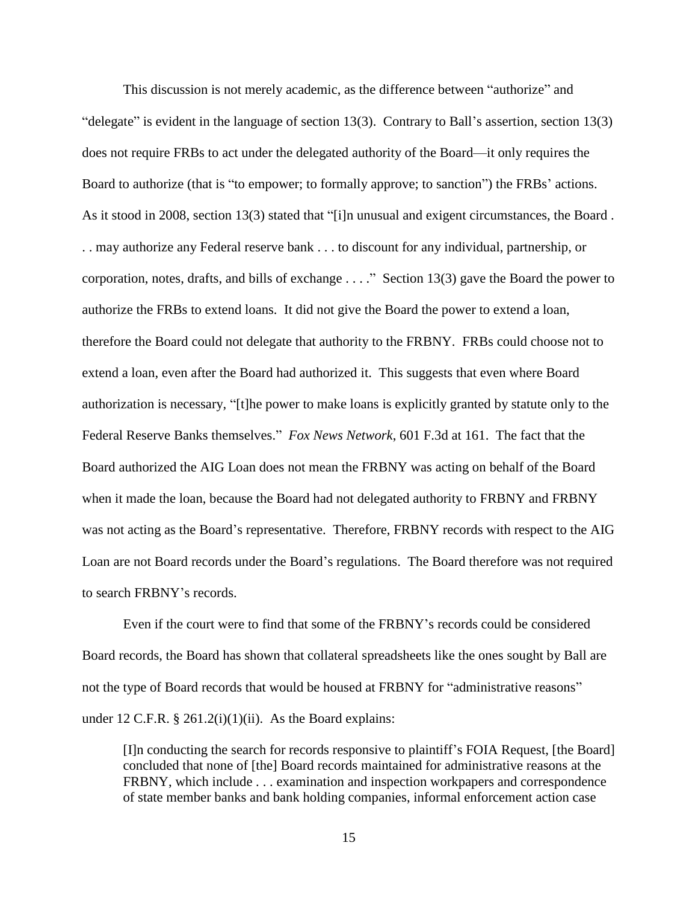This discussion is not merely academic, as the difference between "authorize" and "delegate" is evident in the language of section 13(3). Contrary to Ball's assertion, section 13(3) does not require FRBs to act under the delegated authority of the Board—it only requires the Board to authorize (that is "to empower; to formally approve; to sanction") the FRBs' actions. As it stood in 2008, section 13(3) stated that "[i]n unusual and exigent circumstances, the Board . . . may authorize any Federal reserve bank . . . to discount for any individual, partnership, or corporation, notes, drafts, and bills of exchange . . . ." Section 13(3) gave the Board the power to authorize the FRBs to extend loans. It did not give the Board the power to extend a loan, therefore the Board could not delegate that authority to the FRBNY. FRBs could choose not to extend a loan, even after the Board had authorized it. This suggests that even where Board authorization is necessary, "[t]he power to make loans is explicitly granted by statute only to the Federal Reserve Banks themselves." *Fox News Network*, 601 F.3d at 161. The fact that the Board authorized the AIG Loan does not mean the FRBNY was acting on behalf of the Board when it made the loan, because the Board had not delegated authority to FRBNY and FRBNY was not acting as the Board's representative. Therefore, FRBNY records with respect to the AIG Loan are not Board records under the Board's regulations. The Board therefore was not required to search FRBNY's records.

Even if the court were to find that some of the FRBNY's records could be considered Board records, the Board has shown that collateral spreadsheets like the ones sought by Ball are not the type of Board records that would be housed at FRBNY for "administrative reasons" under 12 C.F.R. § 261.2(i)(1)(ii). As the Board explains:

> [I]n conducting the search for records responsive to plaintiff's FOIA Request, [the Board] concluded that none of [the] Board records maintained for administrative reasons at the FRBNY, which include . . . examination and inspection workpapers and correspondence of state member banks and bank holding companies, informal enforcement action case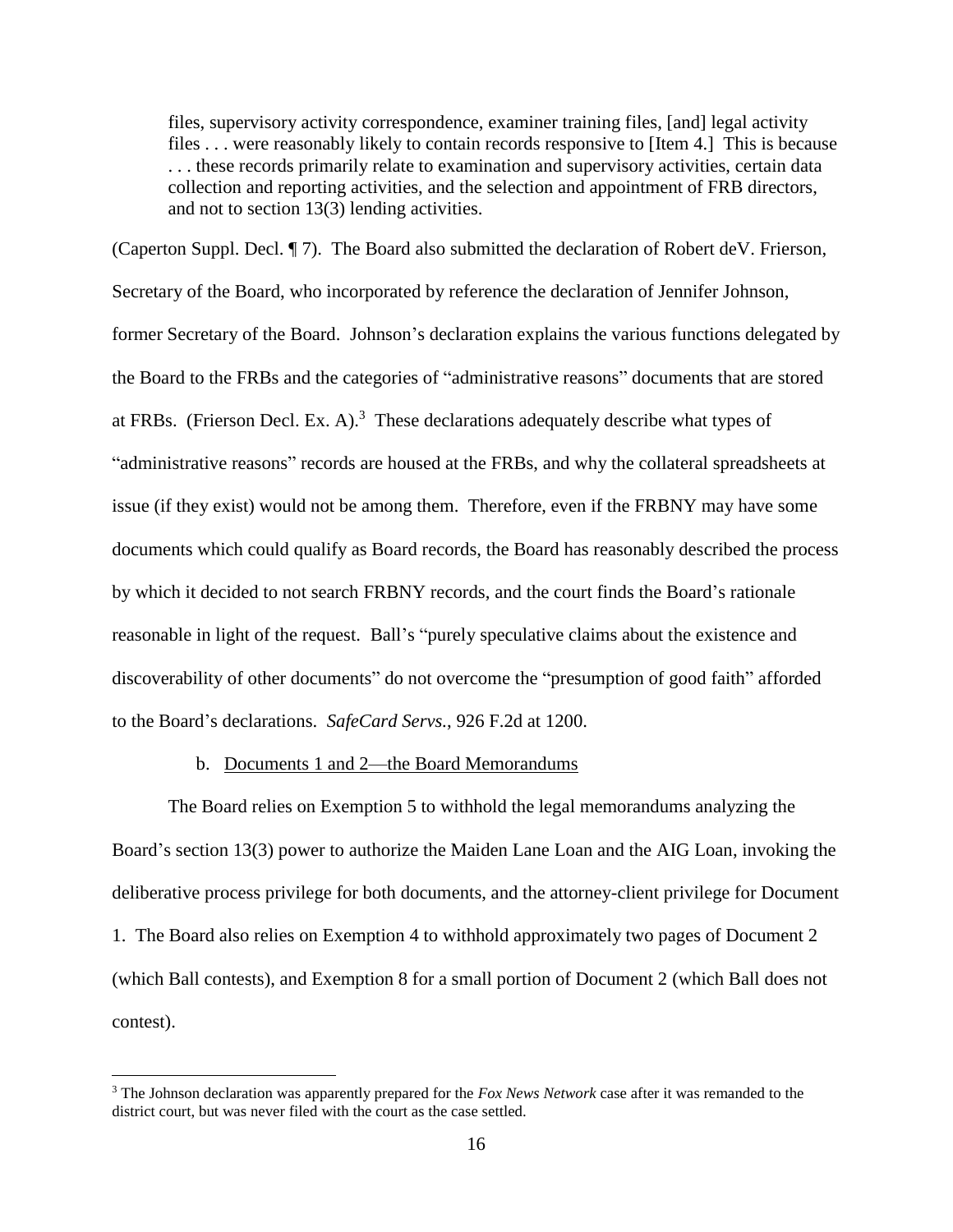> files, supervisory activity correspondence, examiner training files, [and] legal activity files . . . were reasonably likely to contain records responsive to [Item 4.] This is because . . . these records primarily relate to examination and supervisory activities, certain data collection and reporting activities, and the selection and appointment of FRB directors, and not to section 13(3) lending activities.

(Caperton Suppl. Decl. ¶ 7). The Board also submitted the declaration of Robert deV. Frierson, Secretary of the Board, who incorporated by reference the declaration of Jennifer Johnson, former Secretary of the Board. Johnson's declaration explains the various functions delegated by the Board to the FRBs and the categories of "administrative reasons" documents that are stored at FRBs. (Frierson Decl. Ex. A).[3] These declarations adequately describe what types of "administrative reasons" records are housed at the FRBs, and why the collateral spreadsheets at issue (if they exist) would not be among them. Therefore, even if the FRBNY may have some documents which could qualify as Board records, the Board has reasonably described the process by which it decided to not search FRBNY records, and the court finds the Board's rationale reasonable in light of the request. Ball's "purely speculative claims about the existence and discoverability of other documents" do not overcome the "presumption of good faith" afforded to the Board's declarations. *SafeCard Servs.*, 926 F.2d at 1200.

b. Documents 1 and 2—the Board Memorandums

The Board relies on Exemption 5 to withhold the legal memorandums analyzing the Board's section 13(3) power to authorize the Maiden Lane Loan and the AIG Loan, invoking the deliberative process privilege for both documents, and the attorney-client privilege for Document 1. The Board also relies on Exemption 4 to withhold approximately two pages of Document 2 (which Ball contests), and Exemption 8 for a small portion of Document 2 (which Ball does not contest).

[3] The Johnson declaration was apparently prepared for the *Fox News Network* case after it was remanded to the district court, but was never filed with the court as the case settled.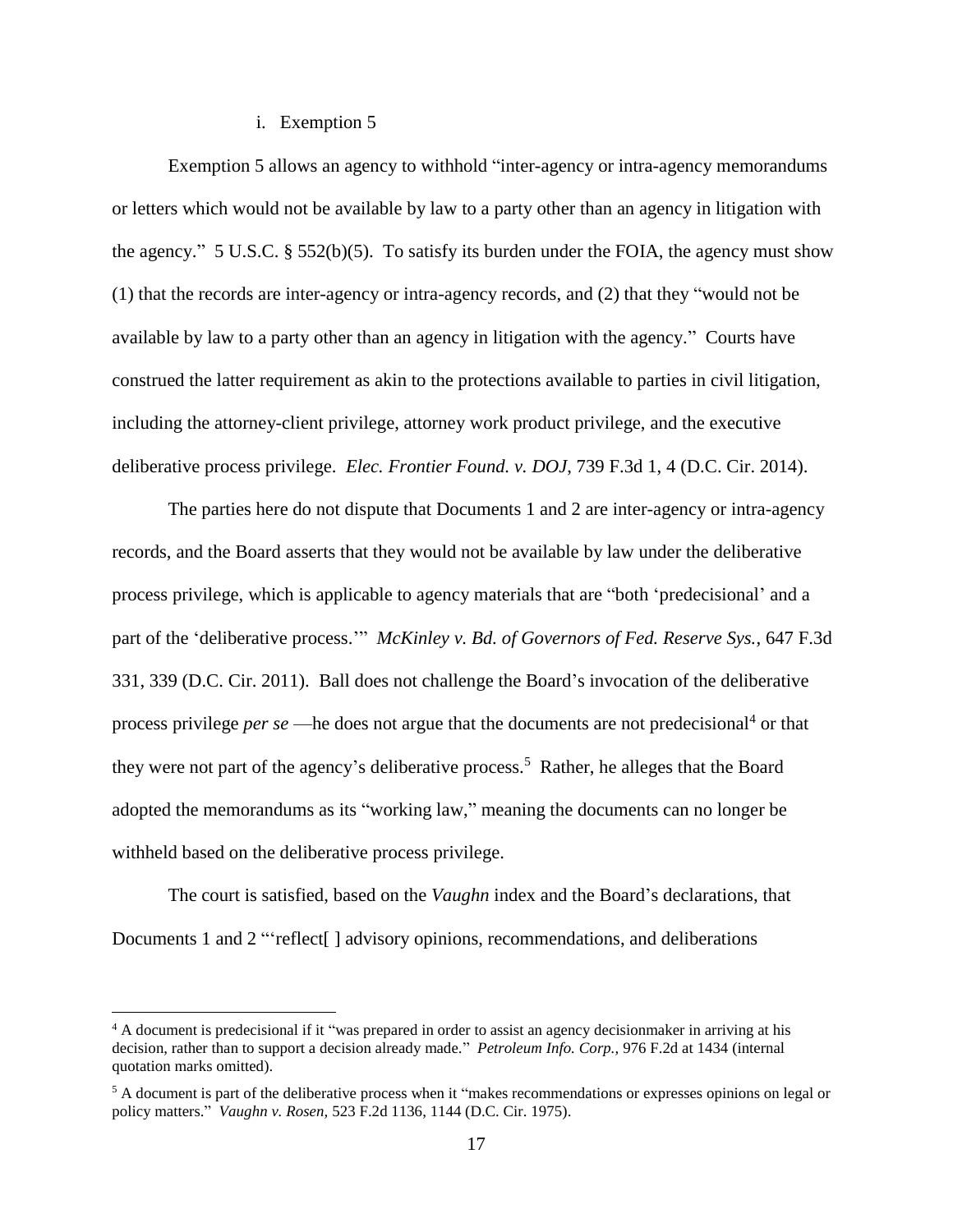i. Exemption 5

Exemption 5 allows an agency to withhold "inter-agency or intra-agency memorandums or letters which would not be available by law to a party other than an agency in litigation with the agency." 5 U.S.C. § 552(b)(5). To satisfy its burden under the FOIA, the agency must show (1) that the records are inter-agency or intra-agency records, and (2) that they "would not be available by law to a party other than an agency in litigation with the agency." Courts have construed the latter requirement as akin to the protections available to parties in civil litigation, including the attorney-client privilege, attorney work product privilege, and the executive deliberative process privilege. *Elec. Frontier Found. v. DOJ*, 739 F.3d 1, 4 (D.C. Cir. 2014).

The parties here do not dispute that Documents 1 and 2 are inter-agency or intra-agency records, and the Board asserts that they would not be available by law under the deliberative process privilege, which is applicable to agency materials that are "both 'predecisional' and a part of the 'deliberative process.'" *McKinley v. Bd. of Governors of Fed. Reserve Sys.*, 647 F.3d 331, 339 (D.C. Cir. 2011). Ball does not challenge the Board's invocation of the deliberative process privilege *per se* —he does not argue that the documents are not predecisional[4] or that they were not part of the agency's deliberative process.[5] Rather, he alleges that the Board adopted the memorandums as its "working law," meaning the documents can no longer be withheld based on the deliberative process privilege.

The court is satisfied, based on the *Vaughn* index and the Board's declarations, that Documents 1 and 2 "'reflect[ ] advisory opinions, recommendations, and deliberations

[4] A document is predecisional if it "was prepared in order to assist an agency decisionmaker in arriving at his decision, rather than to support a decision already made." *Petroleum Info. Corp.*, 976 F.2d at 1434 (internal quotation marks omitted).

[5] A document is part of the deliberative process when it "makes recommendations or expresses opinions on legal or policy matters." *Vaughn v. Rosen*, 523 F.2d 1136, 1144 (D.C. Cir. 1975).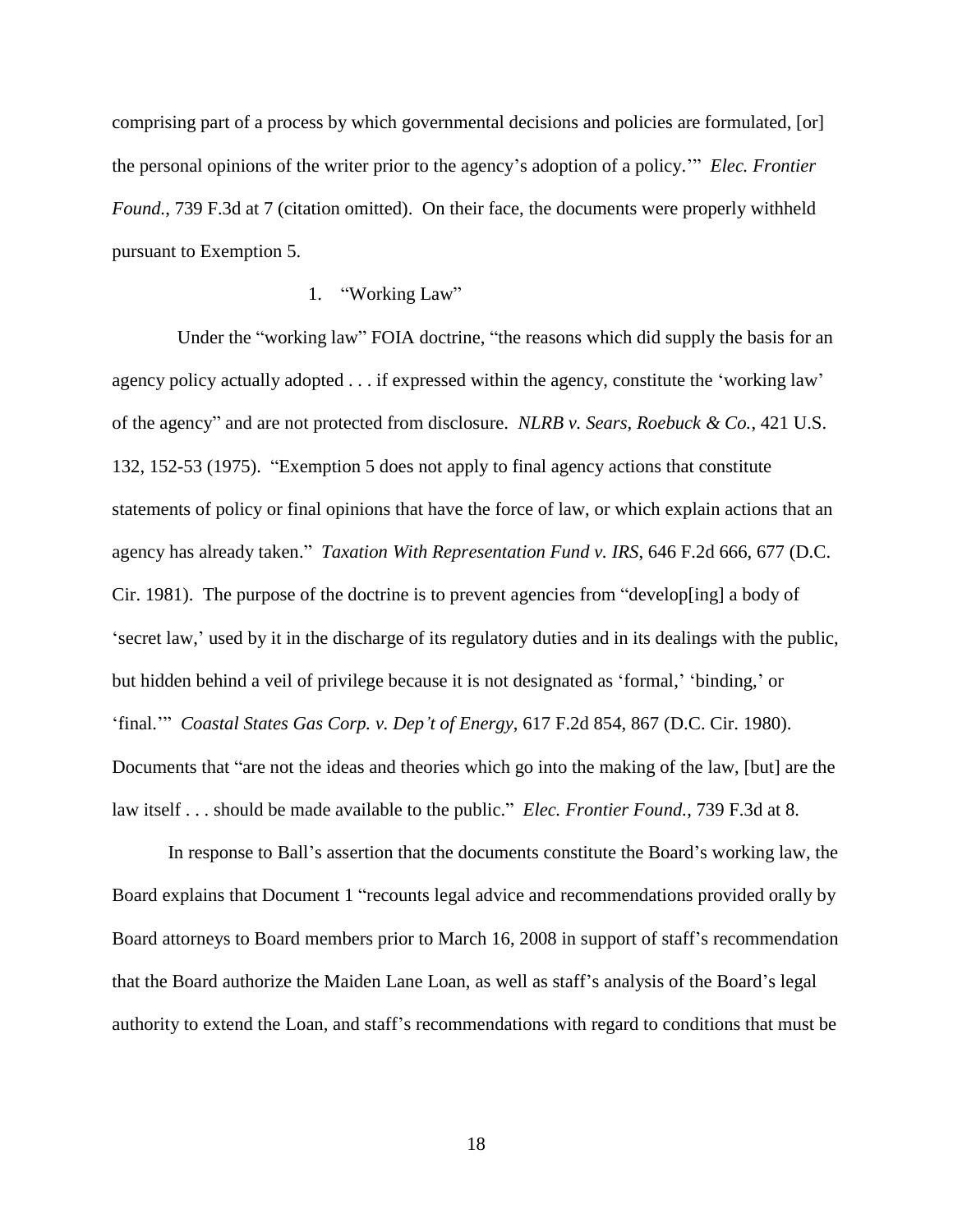comprising part of a process by which governmental decisions and policies are formulated, [or] the personal opinions of the writer prior to the agency's adoption of a policy.'" *Elec. Frontier Found.*, 739 F.3d at 7 (citation omitted). On their face, the documents were properly withheld pursuant to Exemption 5.

1. "Working Law"

Under the "working law" FOIA doctrine, "the reasons which did supply the basis for an agency policy actually adopted . . . if expressed within the agency, constitute the 'working law' of the agency" and are not protected from disclosure. *NLRB v. Sears, Roebuck & Co.*, 421 U.S. 132, 152-53 (1975). "Exemption 5 does not apply to final agency actions that constitute statements of policy or final opinions that have the force of law, or which explain actions that an agency has already taken." *Taxation With Representation Fund v. IRS*, 646 F.2d 666, 677 (D.C. Cir. 1981). The purpose of the doctrine is to prevent agencies from "develop[ing] a body of 'secret law,' used by it in the discharge of its regulatory duties and in its dealings with the public, but hidden behind a veil of privilege because it is not designated as 'formal,' 'binding,' or 'final.'" *Coastal States Gas Corp. v. Dep't of Energy*, 617 F.2d 854, 867 (D.C. Cir. 1980). Documents that "are not the ideas and theories which go into the making of the law, [but] are the law itself . . . should be made available to the public." *Elec. Frontier Found.*, 739 F.3d at 8.

In response to Ball's assertion that the documents constitute the Board's working law, the Board explains that Document 1 "recounts legal advice and recommendations provided orally by Board attorneys to Board members prior to March 16, 2008 in support of staff's recommendation that the Board authorize the Maiden Lane Loan, as well as staff's analysis of the Board's legal authority to extend the Loan, and staff's recommendations with regard to conditions that must be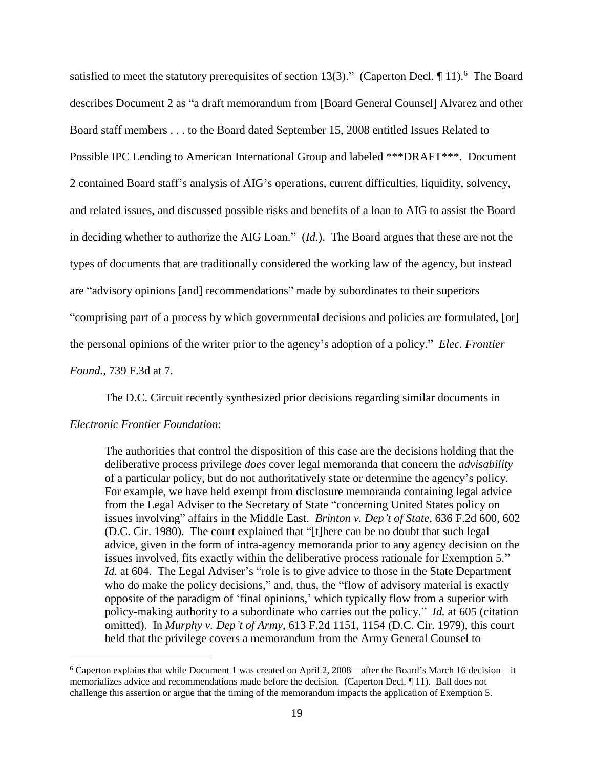satisfied to meet the statutory prerequisites of section 13(3)." (Caperton Decl. ¶ 11).[6] The Board describes Document 2 as "a draft memorandum from [Board General Counsel] Alvarez and other Board staff members . . . to the Board dated September 15, 2008 entitled Issues Related to Possible IPC Lending to American International Group and labeled ***DRAFT***. Document 2 contained Board staff's analysis of AIG's operations, current difficulties, liquidity, solvency, and related issues, and discussed possible risks and benefits of a loan to AIG to assist the Board in deciding whether to authorize the AIG Loan." (*Id.*). The Board argues that these are not the types of documents that are traditionally considered the working law of the agency, but instead are "advisory opinions [and] recommendations" made by subordinates to their superiors "comprising part of a process by which governmental decisions and policies are formulated, [or] the personal opinions of the writer prior to the agency's adoption of a policy." *Elec. Frontier Found.*, 739 F.3d at 7.

The D.C. Circuit recently synthesized prior decisions regarding similar documents in *Electronic Frontier Foundation*:

> The authorities that control the disposition of this case are the decisions holding that the deliberative process privilege *does* cover legal memoranda that concern the *advisability* of a particular policy, but do not authoritatively state or determine the agency's policy. For example, we have held exempt from disclosure memoranda containing legal advice from the Legal Adviser to the Secretary of State "concerning United States policy on issues involving" affairs in the Middle East. *Brinton v. Dep't of State*, 636 F.2d 600, 602 (D.C. Cir. 1980). The court explained that "[t]here can be no doubt that such legal advice, given in the form of intra-agency memoranda prior to any agency decision on the issues involved, fits exactly within the deliberative process rationale for Exemption 5." *Id.* at 604. The Legal Adviser's "role is to give advice to those in the State Department who do make the policy decisions," and, thus, the "flow of advisory material is exactly opposite of the paradigm of 'final opinions,' which typically flow from a superior with policy-making authority to a subordinate who carries out the policy." *Id.* at 605 (citation omitted). In *Murphy v. Dep't of Army*, 613 F.2d 1151, 1154 (D.C. Cir. 1979), this court held that the privilege covers a memorandum from the Army General Counsel to

[6] Caperton explains that while Document 1 was created on April 2, 2008—after the Board's March 16 decision—it memorializes advice and recommendations made before the decision. (Caperton Decl. ¶ 11). Ball does not challenge this assertion or argue that the timing of the memorandum impacts the application of Exemption 5.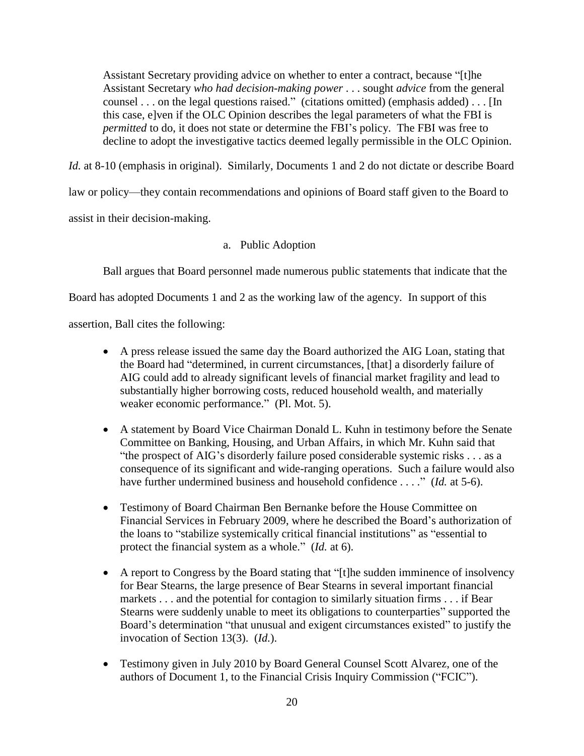> Assistant Secretary providing advice on whether to enter a contract, because "[t]he Assistant Secretary *who had decision-making power* . . . sought *advice* from the general counsel . . . on the legal questions raised." (citations omitted) (emphasis added) . . . [In this case, e]ven if the OLC Opinion describes the legal parameters of what the FBI is *permitted* to do, it does not state or determine the FBI's policy. The FBI was free to decline to adopt the investigative tactics deemed legally permissible in the OLC Opinion.

*Id.* at 8-10 (emphasis in original). Similarly, Documents 1 and 2 do not dictate or describe Board law or policy—they contain recommendations and opinions of Board staff given to the Board to assist in their decision-making.

a. Public Adoption

Ball argues that Board personnel made numerous public statements that indicate that the Board has adopted Documents 1 and 2 as the working law of the agency. In support of this assertion, Ball cites the following:

- A press release issued the same day the Board authorized the AIG Loan, stating that the Board had "determined, in current circumstances, [that] a disorderly failure of AIG could add to already significant levels of financial market fragility and lead to substantially higher borrowing costs, reduced household wealth, and materially weaker economic performance." (Pl. Mot. 5).
- A statement by Board Vice Chairman Donald L. Kuhn in testimony before the Senate Committee on Banking, Housing, and Urban Affairs, in which Mr. Kuhn said that "the prospect of AIG's disorderly failure posed considerable systemic risks . . . as a consequence of its significant and wide-ranging operations. Such a failure would also have further undermined business and household confidence . . . ." (*Id.* at 5-6).
- Testimony of Board Chairman Ben Bernanke before the House Committee on Financial Services in February 2009, where he described the Board's authorization of the loans to "stabilize systemically critical financial institutions" as "essential to protect the financial system as a whole." (*Id.* at 6).
- A report to Congress by the Board stating that "[t]he sudden imminence of insolvency for Bear Stearns, the large presence of Bear Stearns in several important financial markets . . . and the potential for contagion to similarly situation firms . . . if Bear Stearns were suddenly unable to meet its obligations to counterparties" supported the Board's determination "that unusual and exigent circumstances existed" to justify the invocation of Section 13(3). (*Id.*).
- Testimony given in July 2010 by Board General Counsel Scott Alvarez, one of the authors of Document 1, to the Financial Crisis Inquiry Commission ("FCIC").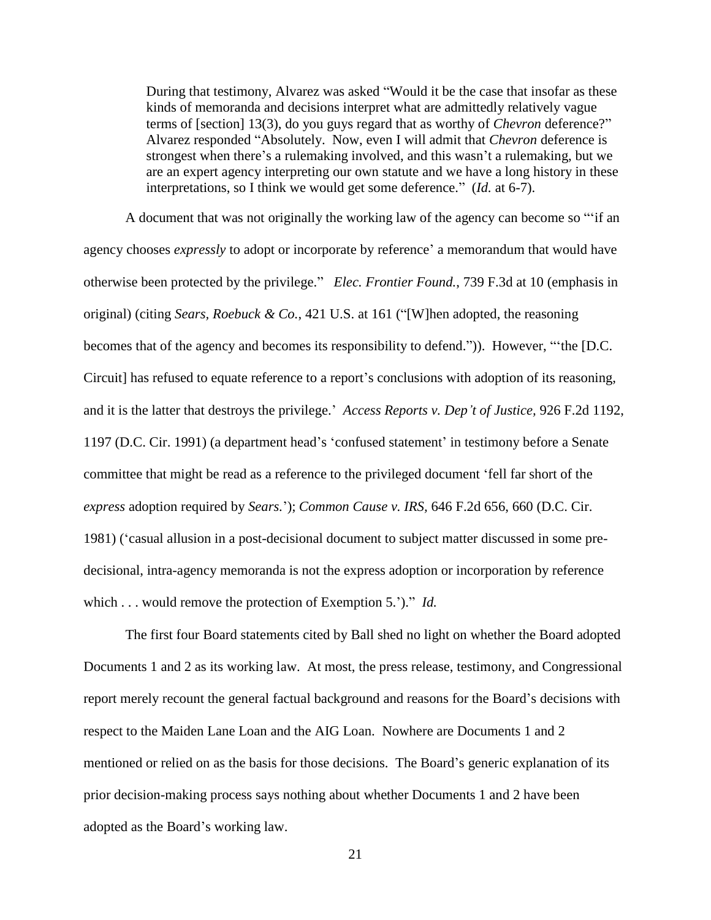> During that testimony, Alvarez was asked "Would it be the case that insofar as these kinds of memoranda and decisions interpret what are admittedly relatively vague terms of [section] 13(3), do you guys regard that as worthy of *Chevron* deference?" Alvarez responded "Absolutely. Now, even I will admit that *Chevron* deference is strongest when there's a rulemaking involved, and this wasn't a rulemaking, but we are an expert agency interpreting our own statute and we have a long history in these interpretations, so I think we would get some deference." (*Id.* at 6-7).

A document that was not originally the working law of the agency can become so "'if an agency chooses *expressly* to adopt or incorporate by reference' a memorandum that would have otherwise been protected by the privilege." *Elec. Frontier Found.*, 739 F.3d at 10 (emphasis in original) (citing *Sears, Roebuck & Co.*, 421 U.S. at 161 ("[W]hen adopted, the reasoning becomes that of the agency and becomes its responsibility to defend.")). However, "'the [D.C. Circuit] has refused to equate reference to a report's conclusions with adoption of its reasoning, and it is the latter that destroys the privilege.' *Access Reports v. Dep't of Justice*, 926 F.2d 1192, 1197 (D.C. Cir. 1991) (a department head's 'confused statement' in testimony before a Senate committee that might be read as a reference to the privileged document 'fell far short of the *express* adoption required by *Sears*.'); *Common Cause v. IRS*, 646 F.2d 656, 660 (D.C. Cir. 1981) ('casual allusion in a post-decisional document to subject matter discussed in some pre-decisional, intra-agency memoranda is not the express adoption or incorporation by reference which . . . would remove the protection of Exemption 5.')." *Id.*

The first four Board statements cited by Ball shed no light on whether the Board adopted Documents 1 and 2 as its working law. At most, the press release, testimony, and Congressional report merely recount the general factual background and reasons for the Board's decisions with respect to the Maiden Lane Loan and the AIG Loan. Nowhere are Documents 1 and 2 mentioned or relied on as the basis for those decisions. The Board's generic explanation of its prior decision-making process says nothing about whether Documents 1 and 2 have been adopted as the Board's working law.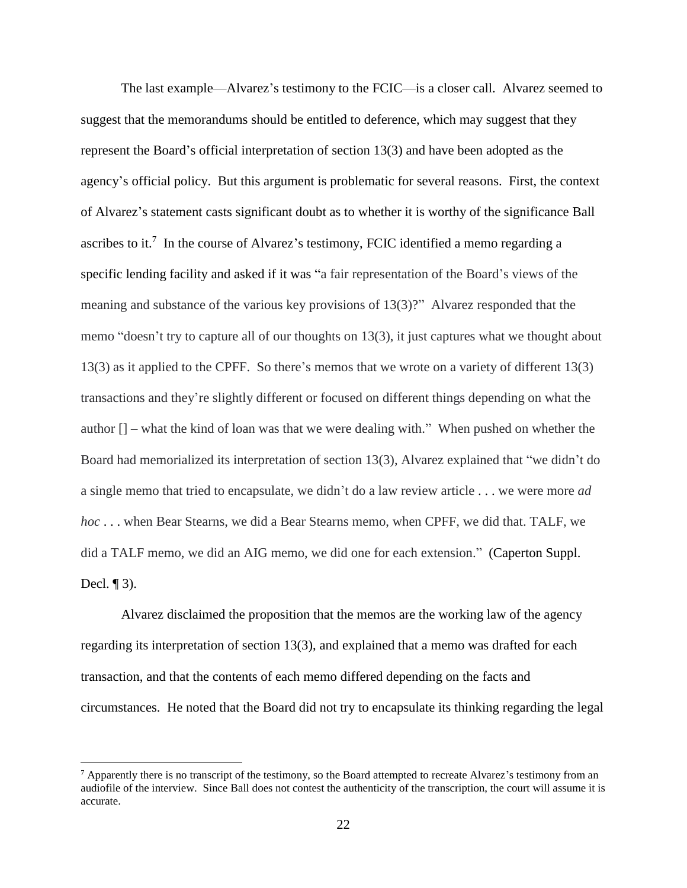The last example—Alvarez's testimony to the FCIC—is a closer call. Alvarez seemed to suggest that the memorandums should be entitled to deference, which may suggest that they represent the Board's official interpretation of section 13(3) and have been adopted as the agency's official policy. But this argument is problematic for several reasons. First, the context of Alvarez's statement casts significant doubt as to whether it is worthy of the significance Ball ascribes to it.[7] In the course of Alvarez's testimony, FCIC identified a memo regarding a specific lending facility and asked if it was "a fair representation of the Board's views of the meaning and substance of the various key provisions of 13(3)?" Alvarez responded that the memo "doesn't try to capture all of our thoughts on 13(3), it just captures what we thought about 13(3) as it applied to the CPFF. So there's memos that we wrote on a variety of different 13(3) transactions and they're slightly different or focused on different things depending on what the author [] – what the kind of loan was that we were dealing with." When pushed on whether the Board had memorialized its interpretation of section 13(3), Alvarez explained that "we didn't do a single memo that tried to encapsulate, we didn't do a law review article . . . we were more *ad hoc* . . . when Bear Stearns, we did a Bear Stearns memo, when CPFF, we did that. TALF, we did a TALF memo, we did an AIG memo, we did one for each extension." (Caperton Suppl. Decl. ¶ 3).

Alvarez disclaimed the proposition that the memos are the working law of the agency regarding its interpretation of section 13(3), and explained that a memo was drafted for each transaction, and that the contents of each memo differed depending on the facts and circumstances. He noted that the Board did not try to encapsulate its thinking regarding the legal

---

[7] Apparently there is no transcript of the testimony, so the Board attempted to recreate Alvarez's testimony from an audiofile of the interview. Since Ball does not contest the authenticity of the transcription, the court will assume it is accurate.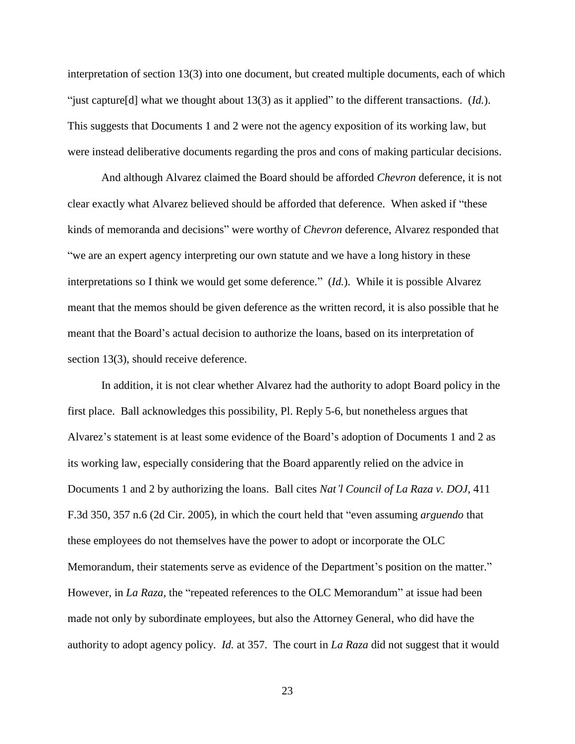interpretation of section 13(3) into one document, but created multiple documents, each of which "just capture[d] what we thought about 13(3) as it applied" to the different transactions. (*Id.*). This suggests that Documents 1 and 2 were not the agency exposition of its working law, but were instead deliberative documents regarding the pros and cons of making particular decisions.

And although Alvarez claimed the Board should be afforded *Chevron* deference, it is not clear exactly what Alvarez believed should be afforded that deference. When asked if "these kinds of memoranda and decisions" were worthy of *Chevron* deference, Alvarez responded that "we are an expert agency interpreting our own statute and we have a long history in these interpretations so I think we would get some deference." (*Id.*). While it is possible Alvarez meant that the memos should be given deference as the written record, it is also possible that he meant that the Board's actual decision to authorize the loans, based on its interpretation of section 13(3), should receive deference.

In addition, it is not clear whether Alvarez had the authority to adopt Board policy in the first place. Ball acknowledges this possibility, Pl. Reply 5-6, but nonetheless argues that Alvarez's statement is at least some evidence of the Board's adoption of Documents 1 and 2 as its working law, especially considering that the Board apparently relied on the advice in Documents 1 and 2 by authorizing the loans. Ball cites *Nat'l Council of La Raza v. DOJ*, 411 F.3d 350, 357 n.6 (2d Cir. 2005), in which the court held that "even assuming *arguendo* that these employees do not themselves have the power to adopt or incorporate the OLC Memorandum, their statements serve as evidence of the Department's position on the matter." However, in *La Raza*, the "repeated references to the OLC Memorandum" at issue had been made not only by subordinate employees, but also the Attorney General, who did have the authority to adopt agency policy. *Id.* at 357. The court in *La Raza* did not suggest that it would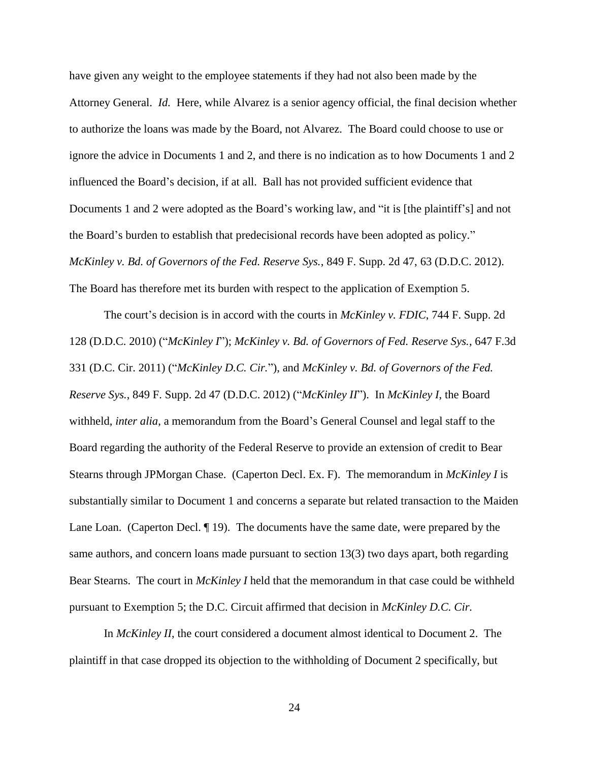have given any weight to the employee statements if they had not also been made by the Attorney General. *Id.* Here, while Alvarez is a senior agency official, the final decision whether to authorize the loans was made by the Board, not Alvarez. The Board could choose to use or ignore the advice in Documents 1 and 2, and there is no indication as to how Documents 1 and 2 influenced the Board's decision, if at all. Ball has not provided sufficient evidence that Documents 1 and 2 were adopted as the Board's working law, and "it is [the plaintiff's] and not the Board's burden to establish that predecisional records have been adopted as policy." *McKinley v. Bd. of Governors of the Fed. Reserve Sys.*, 849 F. Supp. 2d 47, 63 (D.D.C. 2012). The Board has therefore met its burden with respect to the application of Exemption 5.

The court's decision is in accord with the courts in *McKinley v. FDIC*, 744 F. Supp. 2d 128 (D.D.C. 2010) ("*McKinley I*"); *McKinley v. Bd. of Governors of Fed. Reserve Sys.*, 647 F.3d 331 (D.C. Cir. 2011) ("*McKinley D.C. Cir.*"), and *McKinley v. Bd. of Governors of the Fed. Reserve Sys.*, 849 F. Supp. 2d 47 (D.D.C. 2012) ("*McKinley II*"). In *McKinley I*, the Board withheld, *inter alia*, a memorandum from the Board's General Counsel and legal staff to the Board regarding the authority of the Federal Reserve to provide an extension of credit to Bear Stearns through JPMorgan Chase. (Caperton Decl. Ex. F). The memorandum in *McKinley I* is substantially similar to Document 1 and concerns a separate but related transaction to the Maiden Lane Loan. (Caperton Decl. ¶ 19). The documents have the same date, were prepared by the same authors, and concern loans made pursuant to section 13(3) two days apart, both regarding Bear Stearns. The court in *McKinley I* held that the memorandum in that case could be withheld pursuant to Exemption 5; the D.C. Circuit affirmed that decision in *McKinley D.C. Cir.*

In *McKinley II*, the court considered a document almost identical to Document 2. The plaintiff in that case dropped its objection to the withholding of Document 2 specifically, but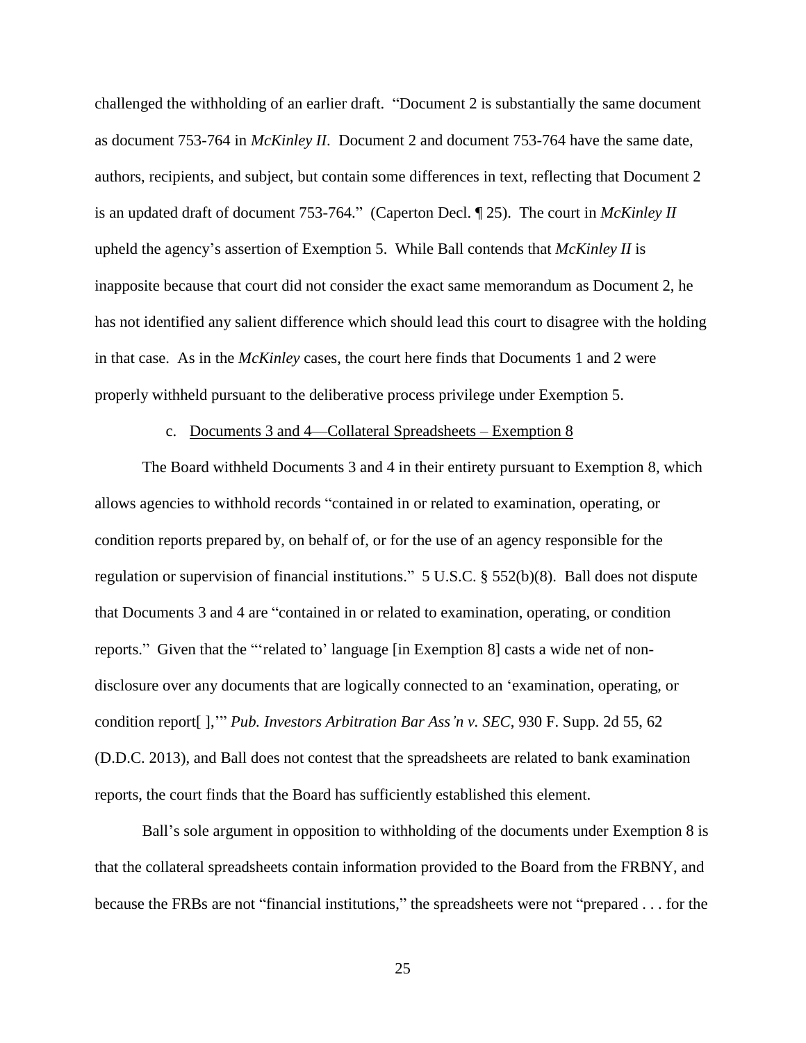challenged the withholding of an earlier draft. "Document 2 is substantially the same document as document 753-764 in *McKinley II*. Document 2 and document 753-764 have the same date, authors, recipients, and subject, but contain some differences in text, reflecting that Document 2 is an updated draft of document 753-764." (Caperton Decl. ¶ 25). The court in *McKinley II* upheld the agency's assertion of Exemption 5. While Ball contends that *McKinley II* is inapposite because that court did not consider the exact same memorandum as Document 2, he has not identified any salient difference which should lead this court to disagree with the holding in that case. As in the *McKinley* cases, the court here finds that Documents 1 and 2 were properly withheld pursuant to the deliberative process privilege under Exemption 5.

c. Documents 3 and 4—Collateral Spreadsheets – Exemption 8

The Board withheld Documents 3 and 4 in their entirety pursuant to Exemption 8, which allows agencies to withhold records "contained in or related to examination, operating, or condition reports prepared by, on behalf of, or for the use of an agency responsible for the regulation or supervision of financial institutions." 5 U.S.C. § 552(b)(8). Ball does not dispute that Documents 3 and 4 are "contained in or related to examination, operating, or condition reports." Given that the "'related to' language [in Exemption 8] casts a wide net of non-disclosure over any documents that are logically connected to an 'examination, operating, or condition report[ ],'" *Pub. Investors Arbitration Bar Ass'n v. SEC*, 930 F. Supp. 2d 55, 62 (D.D.C. 2013), and Ball does not contest that the spreadsheets are related to bank examination reports, the court finds that the Board has sufficiently established this element.

Ball's sole argument in opposition to withholding of the documents under Exemption 8 is that the collateral spreadsheets contain information provided to the Board from the FRBNY, and because the FRBs are not "financial institutions," the spreadsheets were not "prepared . . . for the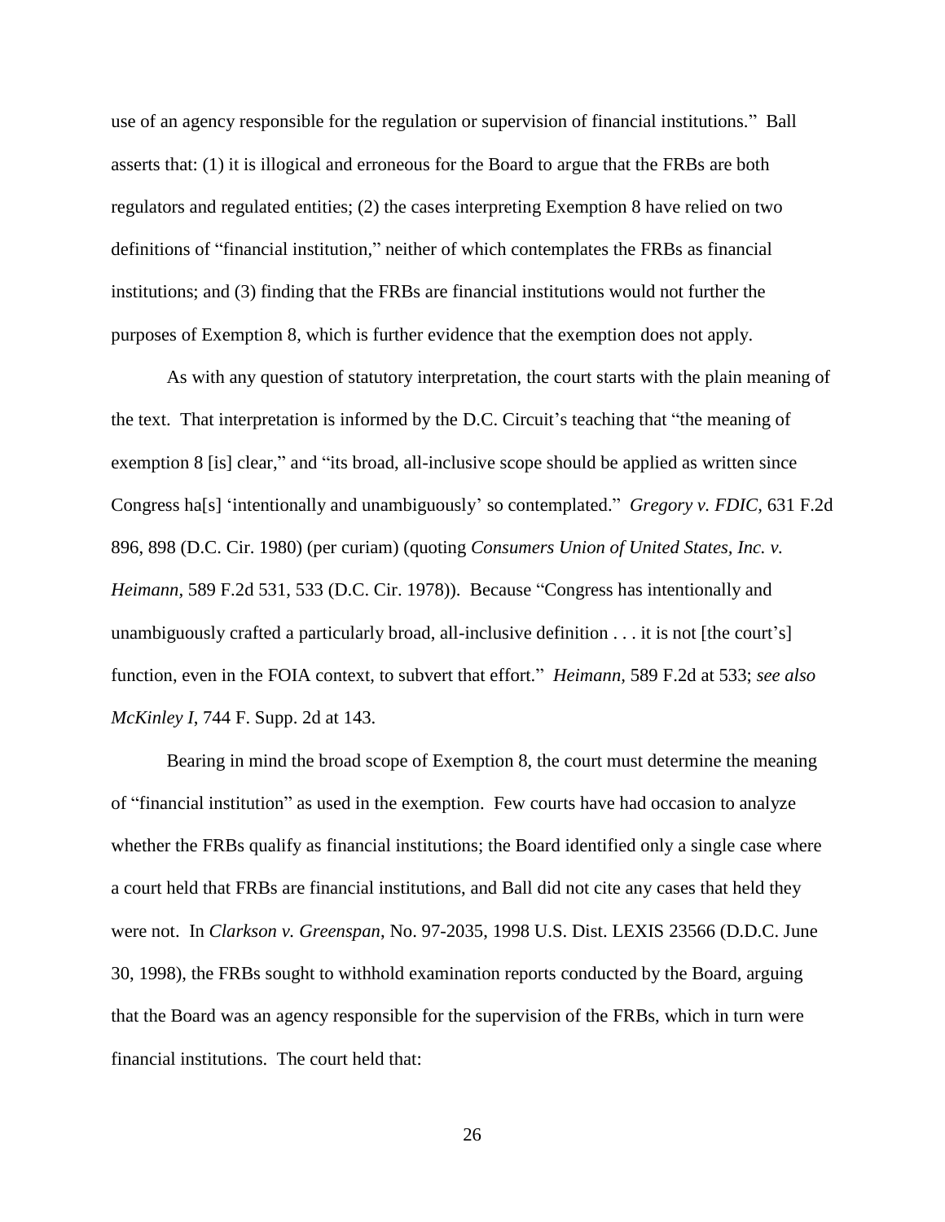use of an agency responsible for the regulation or supervision of financial institutions." Ball asserts that: (1) it is illogical and erroneous for the Board to argue that the FRBs are both regulators and regulated entities; (2) the cases interpreting Exemption 8 have relied on two definitions of "financial institution," neither of which contemplates the FRBs as financial institutions; and (3) finding that the FRBs are financial institutions would not further the purposes of Exemption 8, which is further evidence that the exemption does not apply.

As with any question of statutory interpretation, the court starts with the plain meaning of the text. That interpretation is informed by the D.C. Circuit's teaching that "the meaning of exemption 8 [is] clear," and "its broad, all-inclusive scope should be applied as written since Congress ha[s] 'intentionally and unambiguously' so contemplated." *Gregory v. FDIC*, 631 F.2d 896, 898 (D.C. Cir. 1980) (per curiam) (quoting *Consumers Union of United States, Inc. v. Heimann*, 589 F.2d 531, 533 (D.C. Cir. 1978)). Because "Congress has intentionally and unambiguously crafted a particularly broad, all-inclusive definition . . . it is not [the court's] function, even in the FOIA context, to subvert that effort." *Heimann*, 589 F.2d at 533; *see also McKinley I*, 744 F. Supp. 2d at 143.

Bearing in mind the broad scope of Exemption 8, the court must determine the meaning of "financial institution" as used in the exemption. Few courts have had occasion to analyze whether the FRBs qualify as financial institutions; the Board identified only a single case where a court held that FRBs are financial institutions, and Ball did not cite any cases that held they were not. In *Clarkson v. Greenspan*, No. 97-2035, 1998 U.S. Dist. LEXIS 23566 (D.D.C. June 30, 1998), the FRBs sought to withhold examination reports conducted by the Board, arguing that the Board was an agency responsible for the supervision of the FRBs, which in turn were financial institutions. The court held that: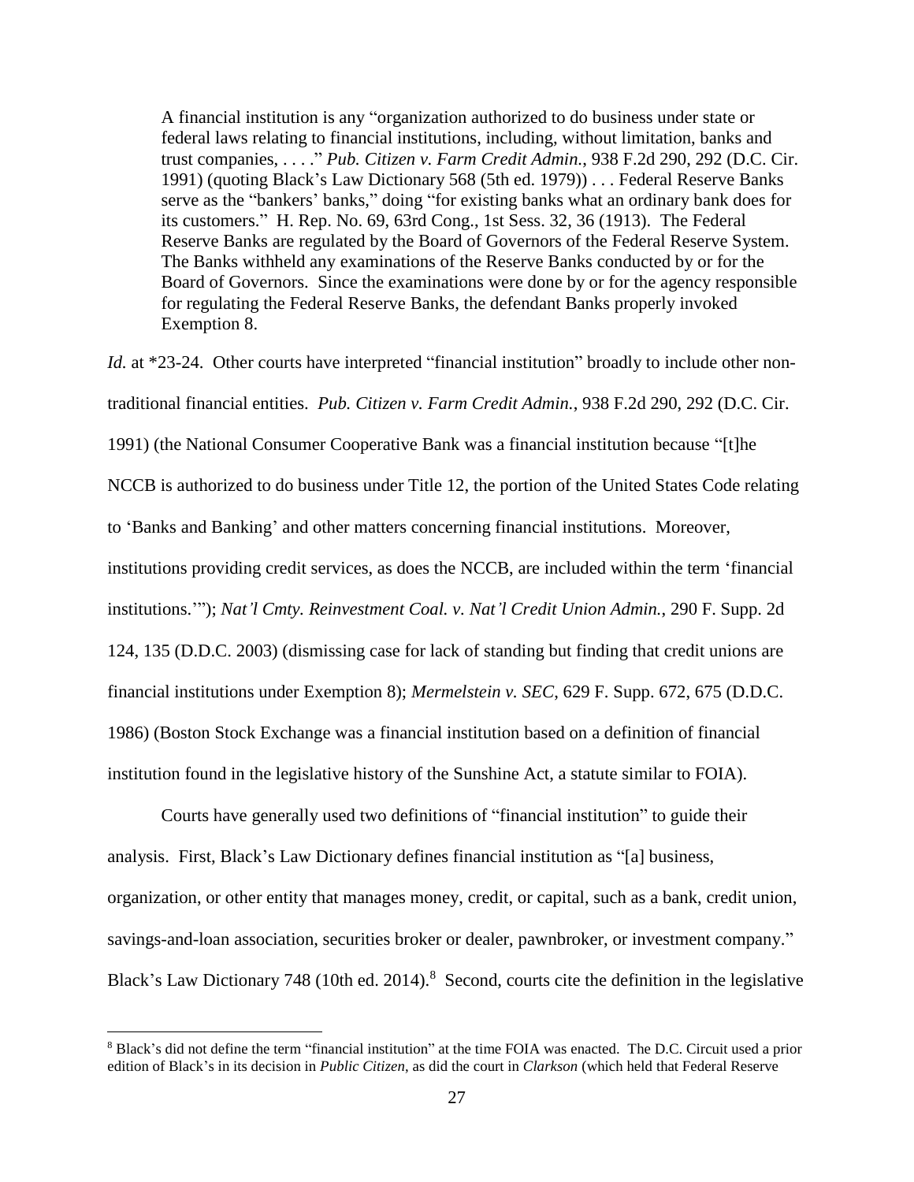> A financial institution is any "organization authorized to do business under state or federal laws relating to financial institutions, including, without limitation, banks and trust companies, . . . ." *Pub. Citizen v. Farm Credit Admin.*, 938 F.2d 290, 292 (D.C. Cir. 1991) (quoting Black's Law Dictionary 568 (5th ed. 1979)) . . . Federal Reserve Banks serve as the "bankers' banks," doing "for existing banks what an ordinary bank does for its customers." H. Rep. No. 69, 63rd Cong., 1st Sess. 32, 36 (1913). The Federal Reserve Banks are regulated by the Board of Governors of the Federal Reserve System. The Banks withheld any examinations of the Reserve Banks conducted by or for the Board of Governors. Since the examinations were done by or for the agency responsible for regulating the Federal Reserve Banks, the defendant Banks properly invoked Exemption 8.

*Id.* at *23-24. Other courts have interpreted "financial institution" broadly to include other non-traditional financial entities. *Pub. Citizen v. Farm Credit Admin.*, 938 F.2d 290, 292 (D.C. Cir. 1991) (the National Consumer Cooperative Bank was a financial institution because "[t]he NCCB is authorized to do business under Title 12, the portion of the United States Code relating to 'Banks and Banking' and other matters concerning financial institutions. Moreover, institutions providing credit services, as does the NCCB, are included within the term 'financial institutions.'"); *Nat'l Cmty. Reinvestment Coal. v. Nat'l Credit Union Admin.*, 290 F. Supp. 2d 124, 135 (D.D.C. 2003) (dismissing case for lack of standing but finding that credit unions are financial institutions under Exemption 8); *Mermelstein v. SEC*, 629 F. Supp. 672, 675 (D.D.C. 1986) (Boston Stock Exchange was a financial institution based on a definition of financial institution found in the legislative history of the Sunshine Act, a statute similar to FOIA).

Courts have generally used two definitions of "financial institution" to guide their analysis. First, Black's Law Dictionary defines financial institution as "[a] business, organization, or other entity that manages money, credit, or capital, such as a bank, credit union, savings-and-loan association, securities broker or dealer, pawnbroker, or investment company." Black's Law Dictionary 748 (10th ed. 2014).[8] Second, courts cite the definition in the legislative

[8] Black's did not define the term "financial institution" at the time FOIA was enacted. The D.C. Circuit used a prior edition of Black's in its decision in *Public Citizen*, as did the court in *Clarkson* (which held that Federal Reserve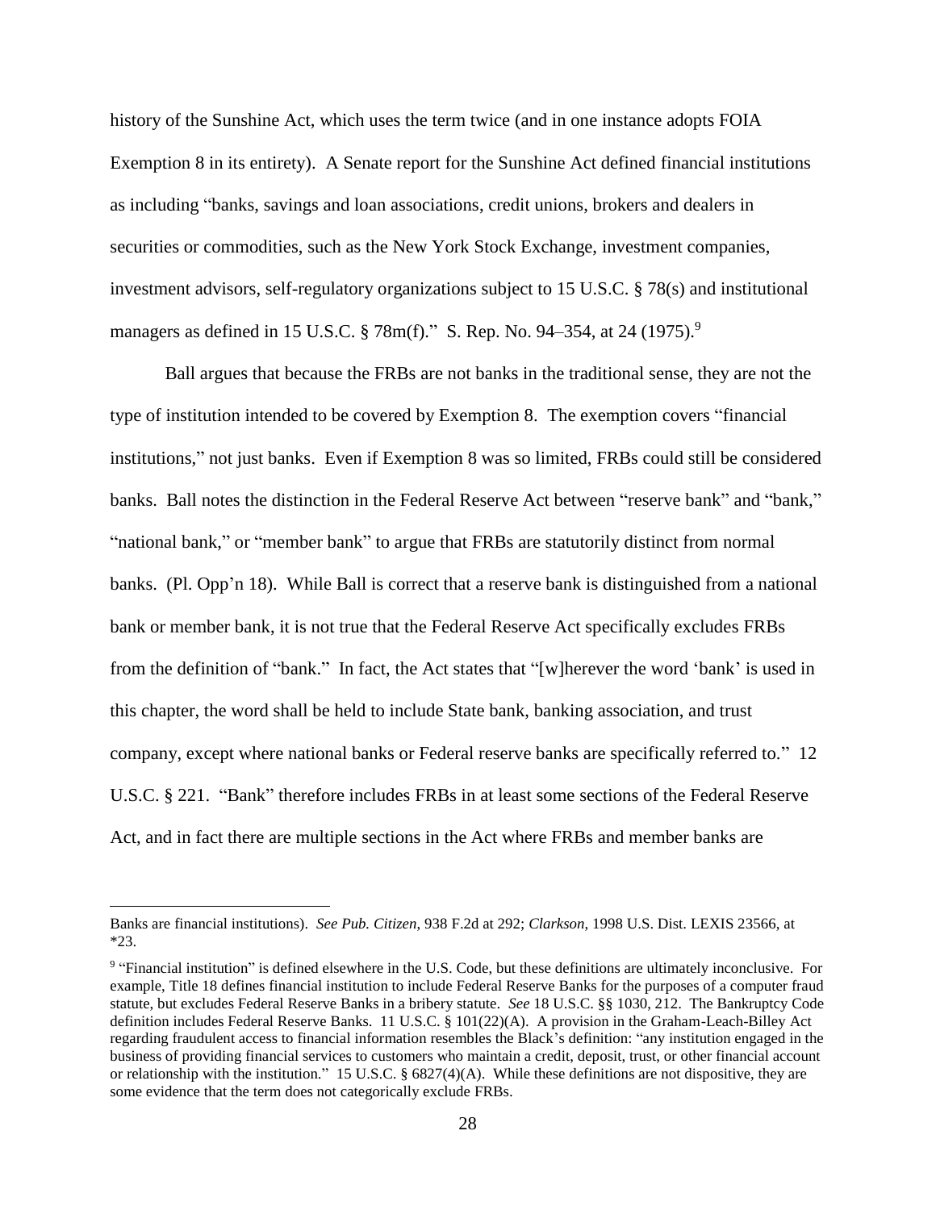history of the Sunshine Act, which uses the term twice (and in one instance adopts FOIA Exemption 8 in its entirety). A Senate report for the Sunshine Act defined financial institutions as including "banks, savings and loan associations, credit unions, brokers and dealers in securities or commodities, such as the New York Stock Exchange, investment companies, investment advisors, self-regulatory organizations subject to 15 U.S.C. § 78(s) and institutional managers as defined in 15 U.S.C. § 78m(f)." S. Rep. No. 94–354, at 24 (1975).[9]

Ball argues that because the FRBs are not banks in the traditional sense, they are not the type of institution intended to be covered by Exemption 8. The exemption covers "financial institutions," not just banks. Even if Exemption 8 was so limited, FRBs could still be considered banks. Ball notes the distinction in the Federal Reserve Act between "reserve bank" and "bank," "national bank," or "member bank" to argue that FRBs are statutorily distinct from normal banks. (Pl. Opp'n 18). While Ball is correct that a reserve bank is distinguished from a national bank or member bank, it is not true that the Federal Reserve Act specifically excludes FRBs from the definition of "bank." In fact, the Act states that "[w]herever the word 'bank' is used in this chapter, the word shall be held to include State bank, banking association, and trust company, except where national banks or Federal reserve banks are specifically referred to." 12 U.S.C. § 221. "Bank" therefore includes FRBs in at least some sections of the Federal Reserve Act, and in fact there are multiple sections in the Act where FRBs and member banks are

---

Banks are financial institutions). *See Pub. Citizen*, 938 F.2d at 292; *Clarkson*, 1998 U.S. Dist. LEXIS 23566, at *23.

[9] "Financial institution" is defined elsewhere in the U.S. Code, but these definitions are ultimately inconclusive. For example, Title 18 defines financial institution to include Federal Reserve Banks for the purposes of a computer fraud statute, but excludes Federal Reserve Banks in a bribery statute. *See* 18 U.S.C. §§ 1030, 212. The Bankruptcy Code definition includes Federal Reserve Banks. 11 U.S.C. § 101(22)(A). A provision in the Graham-Leach-Billey Act regarding fraudulent access to financial information resembles the Black's definition: "any institution engaged in the business of providing financial services to customers who maintain a credit, deposit, trust, or other financial account or relationship with the institution." 15 U.S.C. § 6827(4)(A). While these definitions are not dispositive, they are some evidence that the term does not categorically exclude FRBs.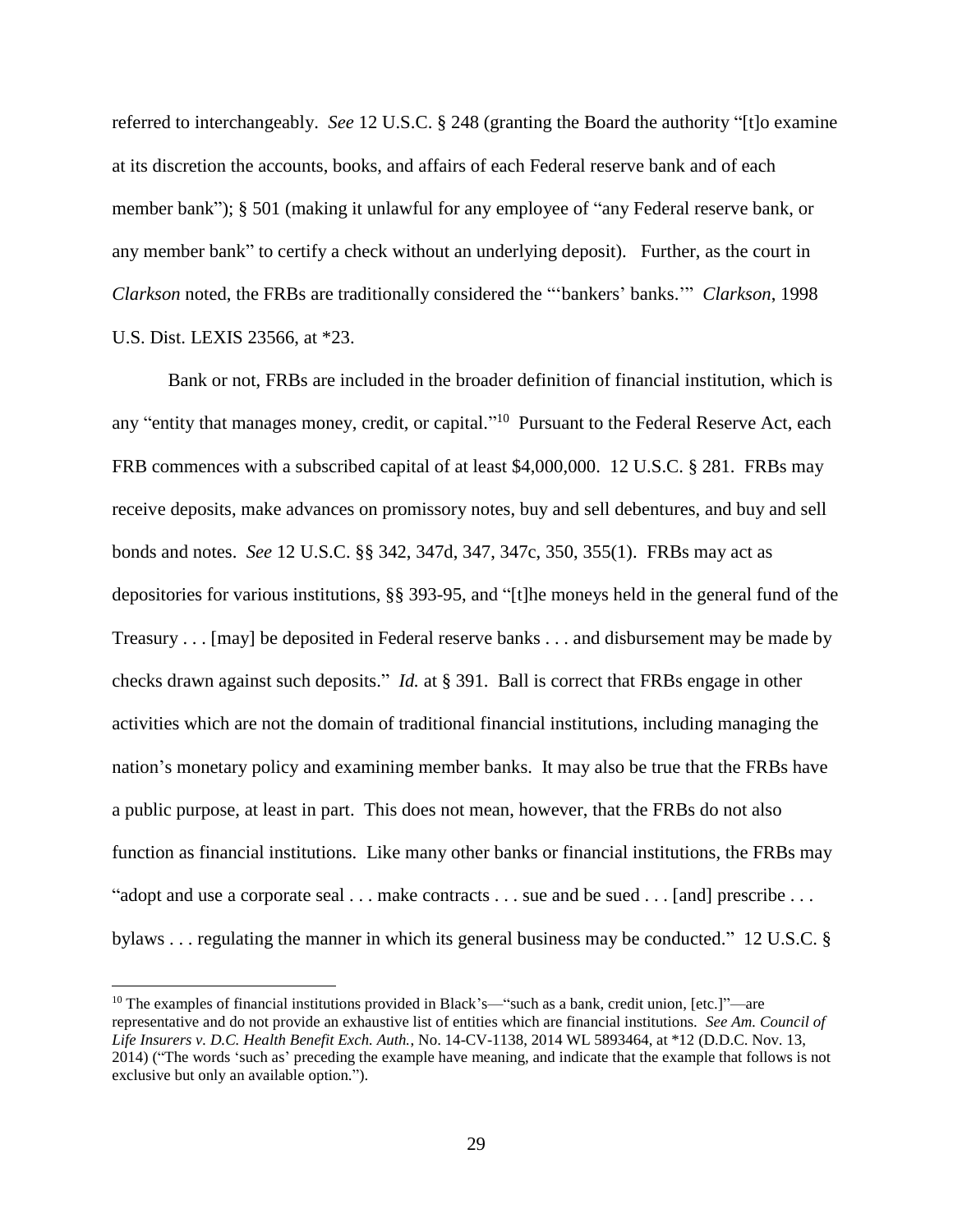referred to interchangeably. *See* 12 U.S.C. § 248 (granting the Board the authority "[t]o examine at its discretion the accounts, books, and affairs of each Federal reserve bank and of each member bank"); § 501 (making it unlawful for any employee of "any Federal reserve bank, or any member bank" to certify a check without an underlying deposit). Further, as the court in *Clarkson* noted, the FRBs are traditionally considered the "'bankers' banks.'" *Clarkson*, 1998 U.S. Dist. LEXIS 23566, at *23.

Bank or not, FRBs are included in the broader definition of financial institution, which is any "entity that manages money, credit, or capital."[10] Pursuant to the Federal Reserve Act, each FRB commences with a subscribed capital of at least $4,000,000. 12 U.S.C. § 281. FRBs may receive deposits, make advances on promissory notes, buy and sell debentures, and buy and sell bonds and notes. *See* 12 U.S.C. §§ 342, 347d, 347, 347c, 350, 355(1). FRBs may act as depositories for various institutions, §§ 393-95, and "[t]he moneys held in the general fund of the Treasury . . . [may] be deposited in Federal reserve banks . . . and disbursement may be made by checks drawn against such deposits." *Id.* at § 391. Ball is correct that FRBs engage in other activities which are not the domain of traditional financial institutions, including managing the nation's monetary policy and examining member banks. It may also be true that the FRBs have a public purpose, at least in part. This does not mean, however, that the FRBs do not also function as financial institutions. Like many other banks or financial institutions, the FRBs may "adopt and use a corporate seal . . . make contracts . . . sue and be sued . . . [and] prescribe . . . bylaws . . . regulating the manner in which its general business may be conducted." 12 U.S.C. §

---

[10] The examples of financial institutions provided in Black's—"such as a bank, credit union, [etc.]"—are representative and do not provide an exhaustive list of entities which are financial institutions. *See Am. Council of Life Insurers v. D.C. Health Benefit Exch. Auth.*, No. 14-CV-1138, 2014 WL 5893464, at *12 (D.D.C. Nov. 13, 2014) ("The words 'such as' preceding the example have meaning, and indicate that the example that follows is not exclusive but only an available option.").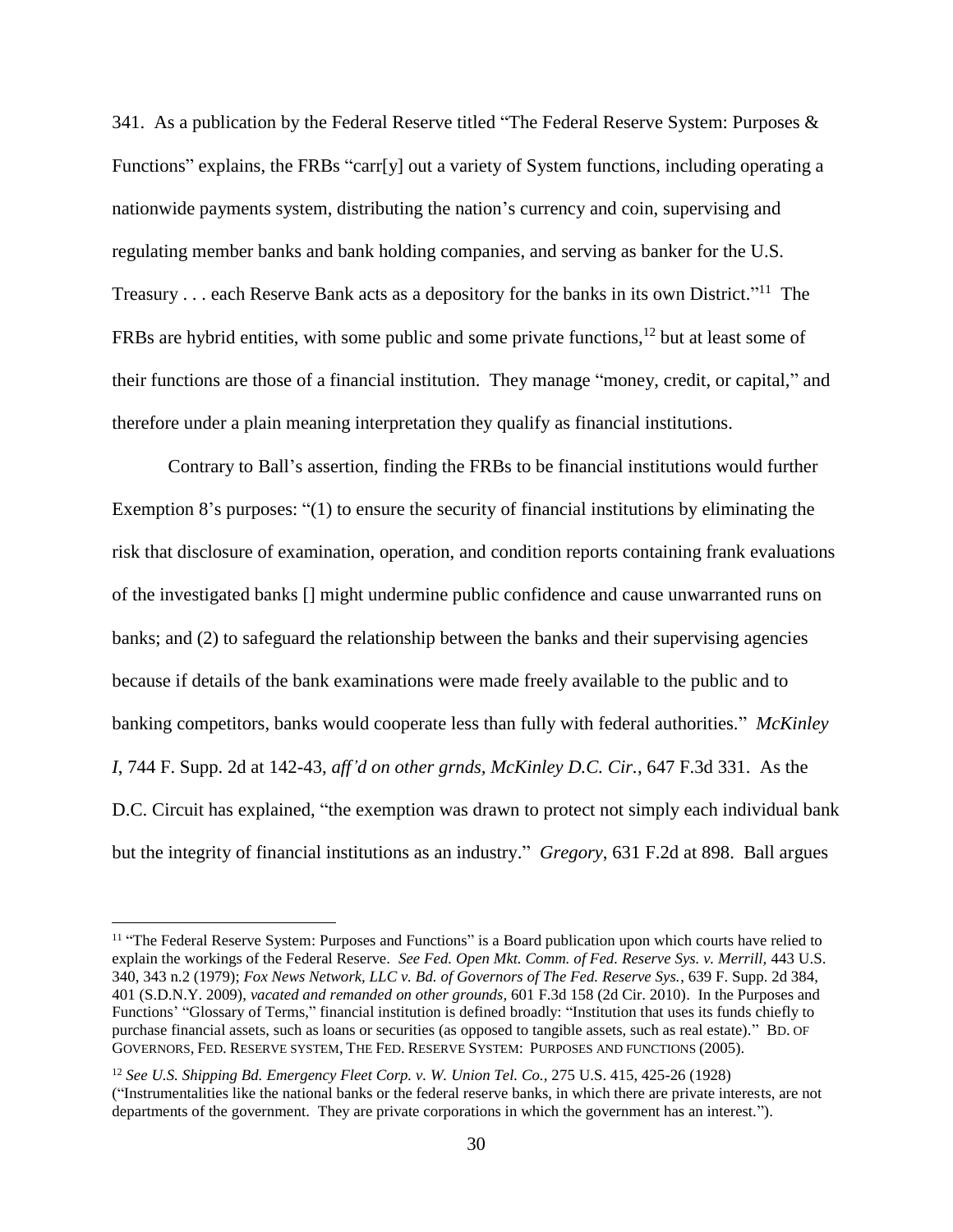341. As a publication by the Federal Reserve titled "The Federal Reserve System: Purposes & Functions" explains, the FRBs "carr[y] out a variety of System functions, including operating a nationwide payments system, distributing the nation's currency and coin, supervising and regulating member banks and bank holding companies, and serving as banker for the U.S. Treasury . . . each Reserve Bank acts as a depository for the banks in its own District."[11] The FRBs are hybrid entities, with some public and some private functions,[12] but at least some of their functions are those of a financial institution. They manage "money, credit, or capital," and therefore under a plain meaning interpretation they qualify as financial institutions.

Contrary to Ball's assertion, finding the FRBs to be financial institutions would further Exemption 8's purposes: "(1) to ensure the security of financial institutions by eliminating the risk that disclosure of examination, operation, and condition reports containing frank evaluations of the investigated banks [] might undermine public confidence and cause unwarranted runs on banks; and (2) to safeguard the relationship between the banks and their supervising agencies because if details of the bank examinations were made freely available to the public and to banking competitors, banks would cooperate less than fully with federal authorities." *McKinley I*, 744 F. Supp. 2d at 142-43, *aff'd on other grnds, McKinley D.C. Cir.*, 647 F.3d 331. As the D.C. Circuit has explained, "the exemption was drawn to protect not simply each individual bank but the integrity of financial institutions as an industry." *Gregory*, 631 F.2d at 898. Ball argues

---

[11] "The Federal Reserve System: Purposes and Functions" is a Board publication upon which courts have relied to explain the workings of the Federal Reserve. *See Fed. Open Mkt. Comm. of Fed. Reserve Sys. v. Merrill*, 443 U.S. 340, 343 n.2 (1979); *Fox News Network, LLC v. Bd. of Governors of The Fed. Reserve Sys.*, 639 F. Supp. 2d 384, 401 (S.D.N.Y. 2009), *vacated and remanded on other grounds*, 601 F.3d 158 (2d Cir. 2010). In the Purposes and Functions' "Glossary of Terms," financial institution is defined broadly: "Institution that uses its funds chiefly to purchase financial assets, such as loans or securities (as opposed to tangible assets, such as real estate)." BD. OF GOVERNORS, FED. RESERVE SYSTEM, THE FED. RESERVE SYSTEM: PURPOSES AND FUNCTIONS (2005).

[12] *See U.S. Shipping Bd. Emergency Fleet Corp. v. W. Union Tel. Co.*, 275 U.S. 415, 425-26 (1928) ("Instrumentalities like the national banks or the federal reserve banks, in which there are private interests, are not departments of the government. They are private corporations in which the government has an interest.").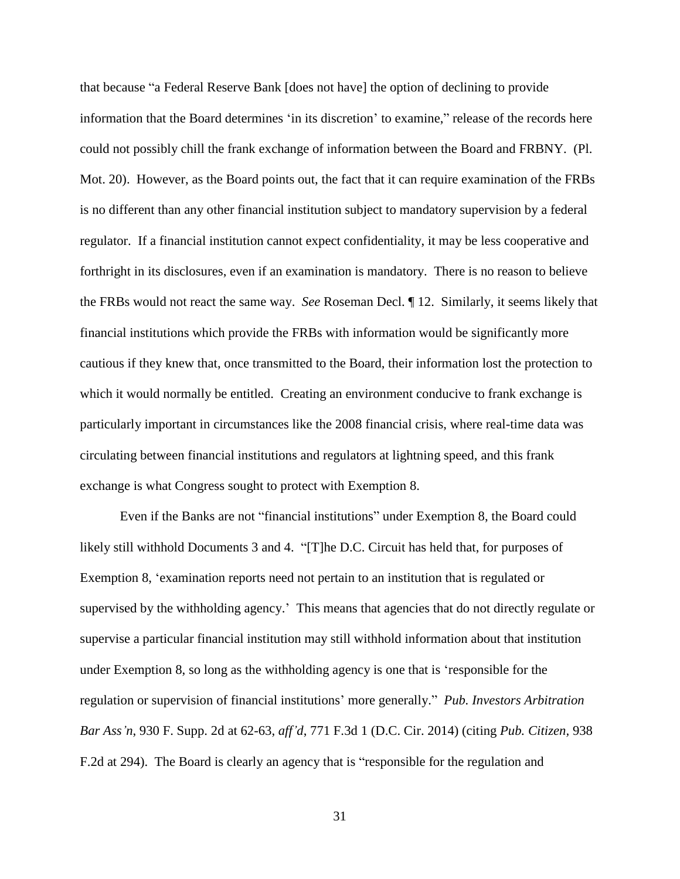that because "a Federal Reserve Bank [does not have] the option of declining to provide information that the Board determines 'in its discretion' to examine," release of the records here could not possibly chill the frank exchange of information between the Board and FRBNY. (Pl. Mot. 20). However, as the Board points out, the fact that it can require examination of the FRBs is no different than any other financial institution subject to mandatory supervision by a federal regulator. If a financial institution cannot expect confidentiality, it may be less cooperative and forthright in its disclosures, even if an examination is mandatory. There is no reason to believe the FRBs would not react the same way. *See* Roseman Decl. ¶ 12. Similarly, it seems likely that financial institutions which provide the FRBs with information would be significantly more cautious if they knew that, once transmitted to the Board, their information lost the protection to which it would normally be entitled. Creating an environment conducive to frank exchange is particularly important in circumstances like the 2008 financial crisis, where real-time data was circulating between financial institutions and regulators at lightning speed, and this frank exchange is what Congress sought to protect with Exemption 8.

Even if the Banks are not "financial institutions" under Exemption 8, the Board could likely still withhold Documents 3 and 4. "[T]he D.C. Circuit has held that, for purposes of Exemption 8, 'examination reports need not pertain to an institution that is regulated or supervised by the withholding agency.' This means that agencies that do not directly regulate or supervise a particular financial institution may still withhold information about that institution under Exemption 8, so long as the withholding agency is one that is 'responsible for the regulation or supervision of financial institutions' more generally." *Pub. Investors Arbitration Bar Ass'n*, 930 F. Supp. 2d at 62-63, *aff'd*, 771 F.3d 1 (D.C. Cir. 2014) (citing *Pub. Citizen*, 938 F.2d at 294). The Board is clearly an agency that is "responsible for the regulation and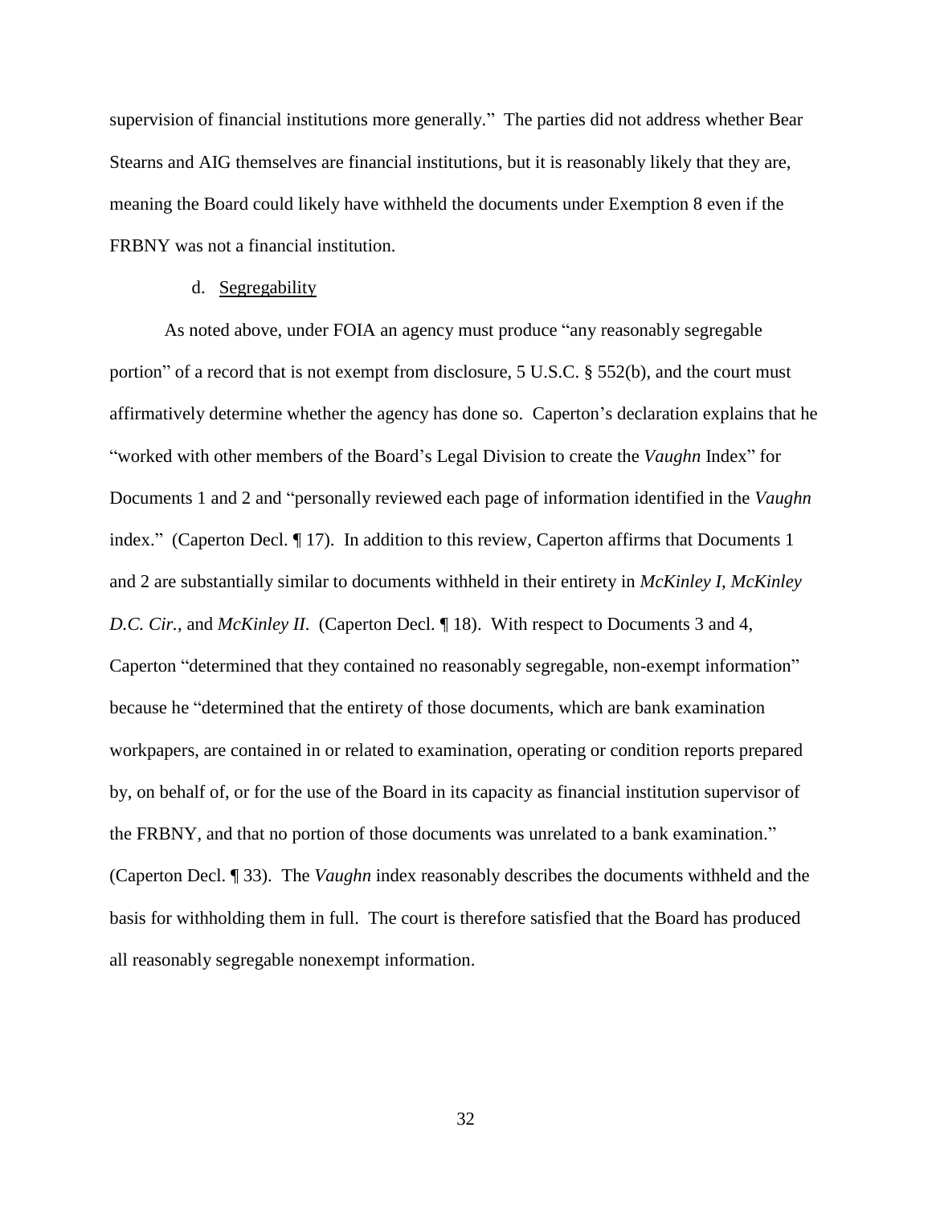supervision of financial institutions more generally." The parties did not address whether Bear Stearns and AIG themselves are financial institutions, but it is reasonably likely that they are, meaning the Board could likely have withheld the documents under Exemption 8 even if the FRBNY was not a financial institution.

d. Segregability

As noted above, under FOIA an agency must produce "any reasonably segregable portion" of a record that is not exempt from disclosure, 5 U.S.C. § 552(b), and the court must affirmatively determine whether the agency has done so. Caperton's declaration explains that he "worked with other members of the Board's Legal Division to create the *Vaughn* Index" for Documents 1 and 2 and "personally reviewed each page of information identified in the *Vaughn* index." (Caperton Decl. ¶ 17). In addition to this review, Caperton affirms that Documents 1 and 2 are substantially similar to documents withheld in their entirety in *McKinley I*, *McKinley D.C. Cir.*, and *McKinley II*. (Caperton Decl. ¶ 18). With respect to Documents 3 and 4, Caperton "determined that they contained no reasonably segregable, non-exempt information" because he "determined that the entirety of those documents, which are bank examination workpapers, are contained in or related to examination, operating or condition reports prepared by, on behalf of, or for the use of the Board in its capacity as financial institution supervisor of the FRBNY, and that no portion of those documents was unrelated to a bank examination." (Caperton Decl. ¶ 33). The *Vaughn* index reasonably describes the documents withheld and the basis for withholding them in full. The court is therefore satisfied that the Board has produced all reasonably segregable nonexempt information.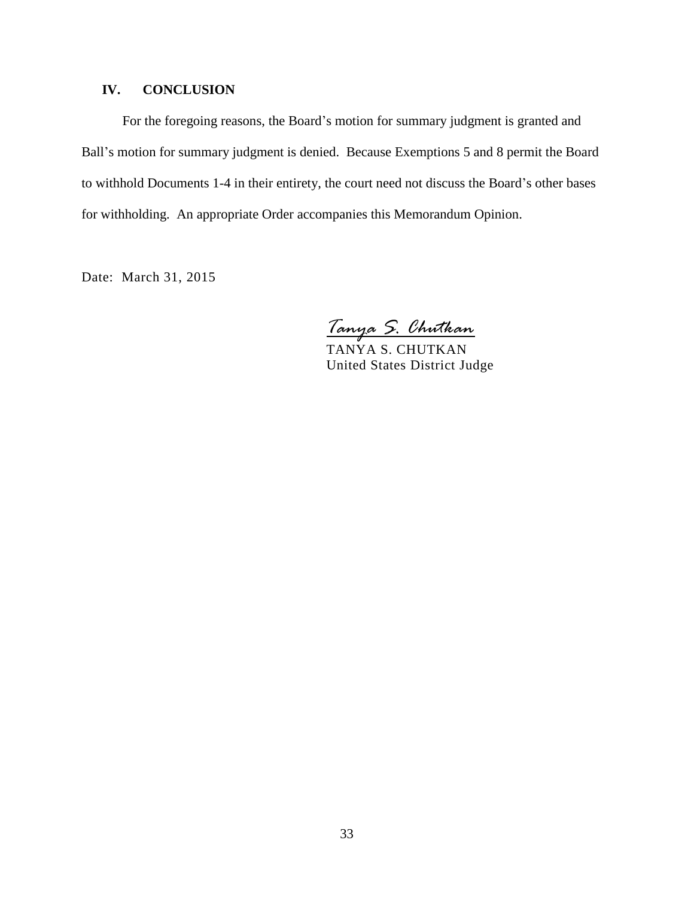## IV. CONCLUSION

For the foregoing reasons, the Board's motion for summary judgment is granted and Ball's motion for summary judgment is denied. Because Exemptions 5 and 8 permit the Board to withhold Documents 1-4 in their entirety, the court need not discuss the Board's other bases for withholding. An appropriate Order accompanies this Memorandum Opinion.

Date: March 31, 2015

*Tanya S. Chutkan*
TANYA S. CHUTKAN
United States District Judge